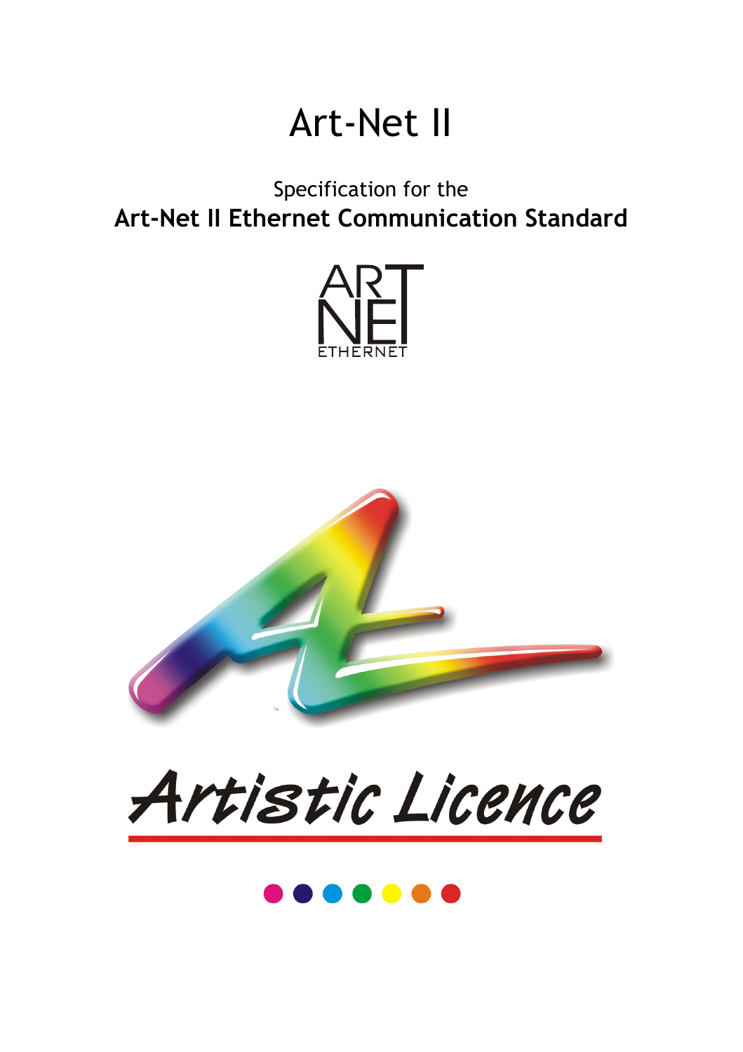# Art-Net II

Specification for the

**Art-Net II Ethernet Communication Standard**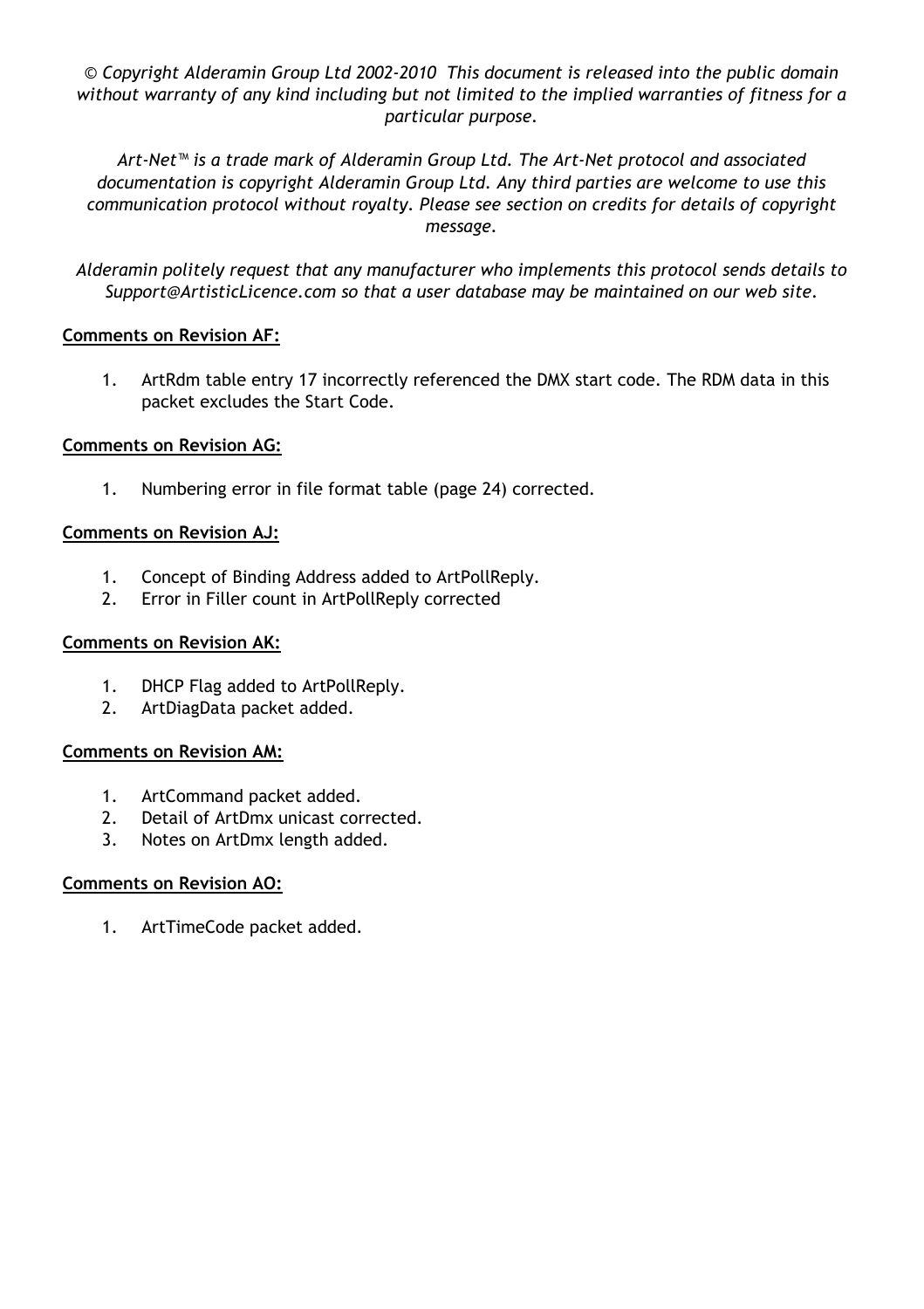*© Copyright Alderamin Group Ltd 2002-2010 This document is released into the public domain without warranty of any kind including but not limited to the implied warranties of fitness for a particular purpose.*

*Art-Net™ is a trade mark of Alderamin Group Ltd. The Art-Net protocol and associated documentation is copyright Alderamin Group Ltd. Any third parties are welcome to use this communication protocol without royalty. Please see section on credits for details of copyright message.*

*Alderamin politely request that any manufacturer who implements this protocol sends details to Support@ArtisticLicence.com so that a user database may be maintained on our web site.*

**Comments on Revision AF:**

1. ArtRdm table entry 17 incorrectly referenced the DMX start code. The RDM data in this packet excludes the Start Code.

**Comments on Revision AG:**

1. Numbering error in file format table (page 24) corrected.

**Comments on Revision AJ:**

1. Concept of Binding Address added to ArtPollReply.
2. Error in Filler count in ArtPollReply corrected

**Comments on Revision AK:**

1. DHCP Flag added to ArtPollReply.
2. ArtDiagData packet added.

**Comments on Revision AM:**

1. ArtCommand packet added.
2. Detail of ArtDmx unicast corrected.
3. Notes on ArtDmx length added.

**Comments on Revision AO:**

1. ArtTimeCode packet added.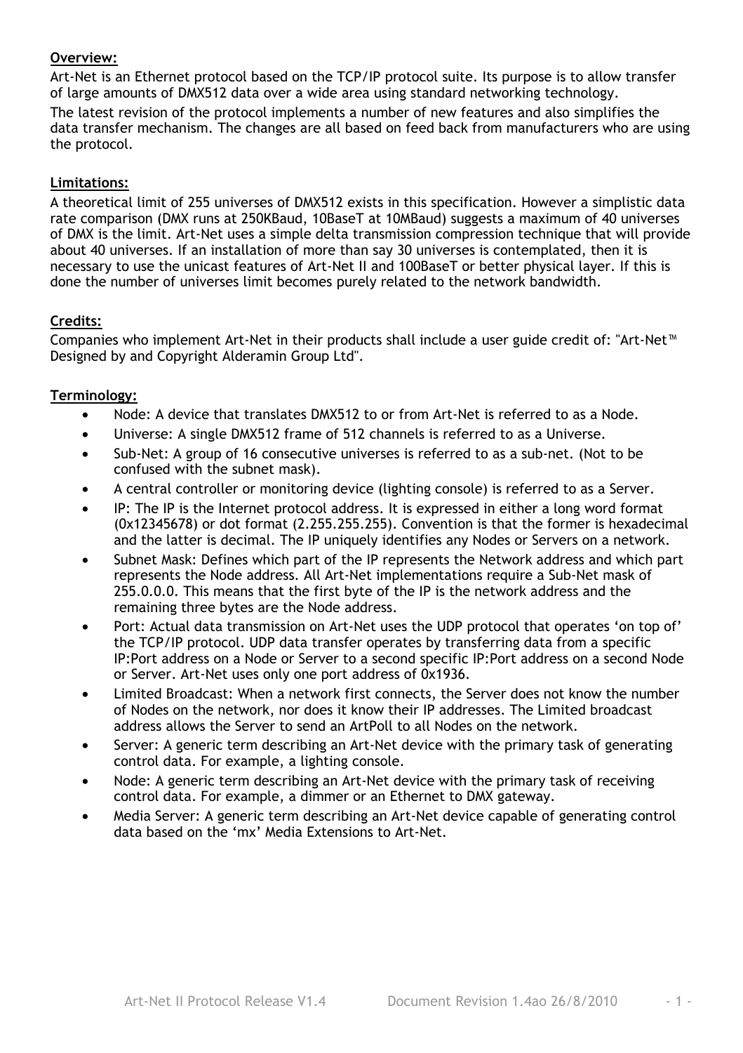**Overview:**

Art-Net is an Ethernet protocol based on the TCP/IP protocol suite. Its purpose is to allow transfer of large amounts of DMX512 data over a wide area using standard networking technology.

The latest revision of the protocol implements a number of new features and also simplifies the data transfer mechanism. The changes are all based on feed back from manufacturers who are using the protocol.

**Limitations:**

A theoretical limit of 255 universes of DMX512 exists in this specification. However a simplistic data rate comparison (DMX runs at 250KBaud, 10BaseT at 10MBaud) suggests a maximum of 40 universes of DMX is the limit. Art-Net uses a simple delta transmission compression technique that will provide about 40 universes. If an installation of more than say 30 universes is contemplated, then it is necessary to use the unicast features of Art-Net II and 100BaseT or better physical layer. If this is done the number of universes limit becomes purely related to the network bandwidth.

**Credits:**

Companies who implement Art-Net in their products shall include a user guide credit of: "Art-Net™ Designed by and Copyright Alderamin Group Ltd".

**Terminology:**

- Node: A device that translates DMX512 to or from Art-Net is referred to as a Node.
- Universe: A single DMX512 frame of 512 channels is referred to as a Universe.
- Sub-Net: A group of 16 consecutive universes is referred to as a sub-net. (Not to be confused with the subnet mask).
- A central controller or monitoring device (lighting console) is referred to as a Server.
- IP: The IP is the Internet protocol address. It is expressed in either a long word format (0x12345678) or dot format (2.255.255.255). Convention is that the former is hexadecimal and the latter is decimal. The IP uniquely identifies any Nodes or Servers on a network.
- Subnet Mask: Defines which part of the IP represents the Network address and which part represents the Node address. All Art-Net implementations require a Sub-Net mask of 255.0.0.0. This means that the first byte of the IP is the network address and the remaining three bytes are the Node address.
- Port: Actual data transmission on Art-Net uses the UDP protocol that operates 'on top of' the TCP/IP protocol. UDP data transfer operates by transferring data from a specific IP:Port address on a Node or Server to a second specific IP:Port address on a second Node or Server. Art-Net uses only one port address of 0x1936.
- Limited Broadcast: When a network first connects, the Server does not know the number of Nodes on the network, nor does it know their IP addresses. The Limited broadcast address allows the Server to send an ArtPoll to all Nodes on the network.
- Server: A generic term describing an Art-Net device with the primary task of generating control data. For example, a lighting console.
- Node: A generic term describing an Art-Net device with the primary task of receiving control data. For example, a dimmer or an Ethernet to DMX gateway.
- Media Server: A generic term describing an Art-Net device capable of generating control data based on the 'mx' Media Extensions to Art-Net.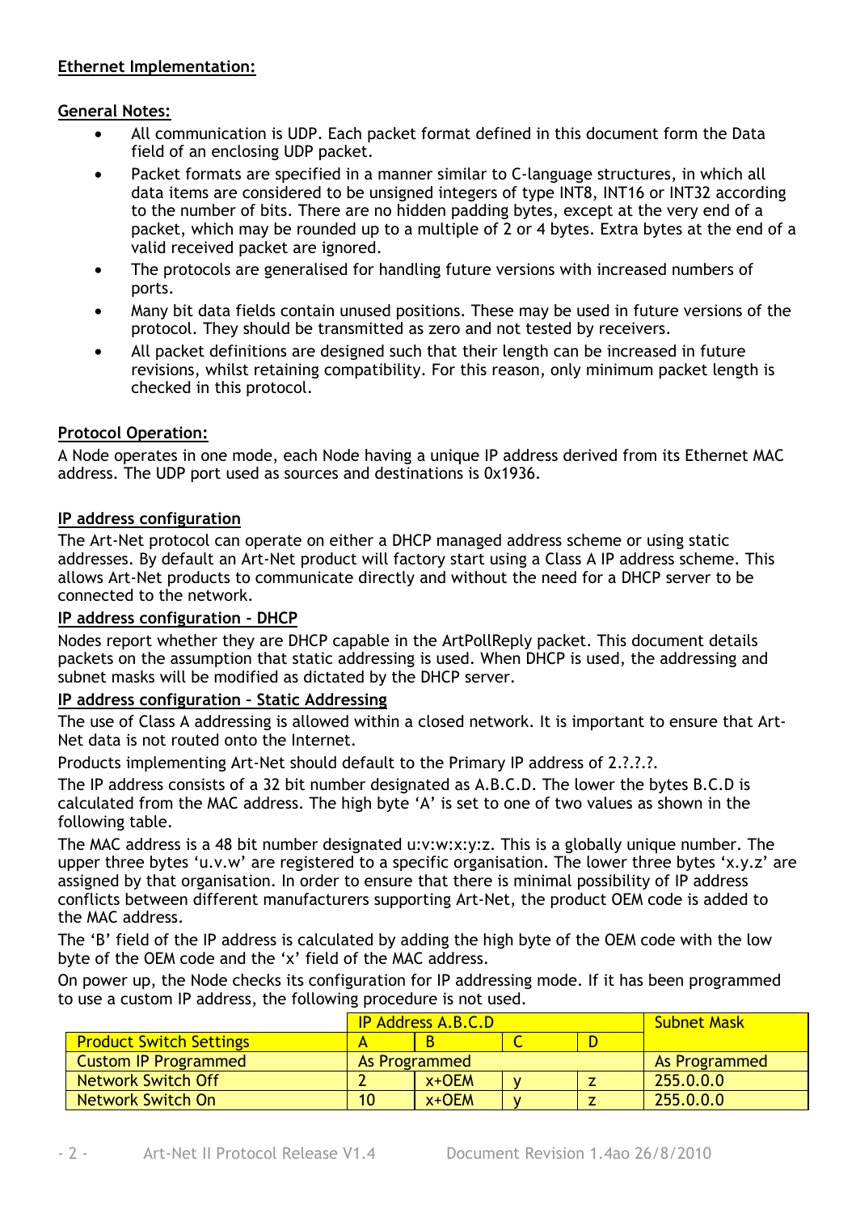**Ethernet Implementation:**

**General Notes:**

- All communication is UDP. Each packet format defined in this document form the Data field of an enclosing UDP packet.
- Packet formats are specified in a manner similar to C-language structures, in which all data items are considered to be unsigned integers of type INT8, INT16 or INT32 according to the number of bits. There are no hidden padding bytes, except at the very end of a packet, which may be rounded up to a multiple of 2 or 4 bytes. Extra bytes at the end of a valid received packet are ignored.
- The protocols are generalised for handling future versions with increased numbers of ports.
- Many bit data fields contain unused positions. These may be used in future versions of the protocol. They should be transmitted as zero and not tested by receivers.
- All packet definitions are designed such that their length can be increased in future revisions, whilst retaining compatibility. For this reason, only minimum packet length is checked in this protocol.

**Protocol Operation:**

A Node operates in one mode, each Node having a unique IP address derived from its Ethernet MAC address. The UDP port used as sources and destinations is 0x1936.

**IP address configuration**

The Art-Net protocol can operate on either a DHCP managed address scheme or using static addresses. By default an Art-Net product will factory start using a Class A IP address scheme. This allows Art-Net products to communicate directly and without the need for a DHCP server to be connected to the network.

**IP address configuration - DHCP**

Nodes report whether they are DHCP capable in the ArtPollReply packet. This document details packets on the assumption that static addressing is used. When DHCP is used, the addressing and subnet masks will be modified as dictated by the DHCP server.

**IP address configuration – Static Addressing**

The use of Class A addressing is allowed within a closed network. It is important to ensure that Art-Net data is not routed onto the Internet.

Products implementing Art-Net should default to the Primary IP address of 2.?.?.?.

The IP address consists of a 32 bit number designated as A.B.C.D. The lower the bytes B.C.D is calculated from the MAC address. The high byte 'A' is set to one of two values as shown in the following table.

The MAC address is a 48 bit number designated u:v:w:x:y:z. This is a globally unique number. The upper three bytes 'u.v.w' are registered to a specific organisation. The lower three bytes 'x.y.z' are assigned by that organisation. In order to ensure that there is minimal possibility of IP address conflicts between different manufacturers supporting Art-Net, the product OEM code is added to the MAC address.

The 'B' field of the IP address is calculated by adding the high byte of the OEM code with the low byte of the OEM code and the 'x' field of the MAC address.

On power up, the Node checks its configuration for IP addressing mode. If it has been programmed to use a custom IP address, the following procedure is not used.

| | IP Address A.B.C.D | | | | Subnet Mask |
|---|---|---|---|---|---|
| Product Switch Settings | A | B | C | D | |
| Custom IP Programmed | As Programmed | | | | As Programmed |
| Network Switch Off | 2 | x+OEM | y | z | 255.0.0.0 |
| Network Switch On | 10 | x+OEM | y | z | 255.0.0.0 |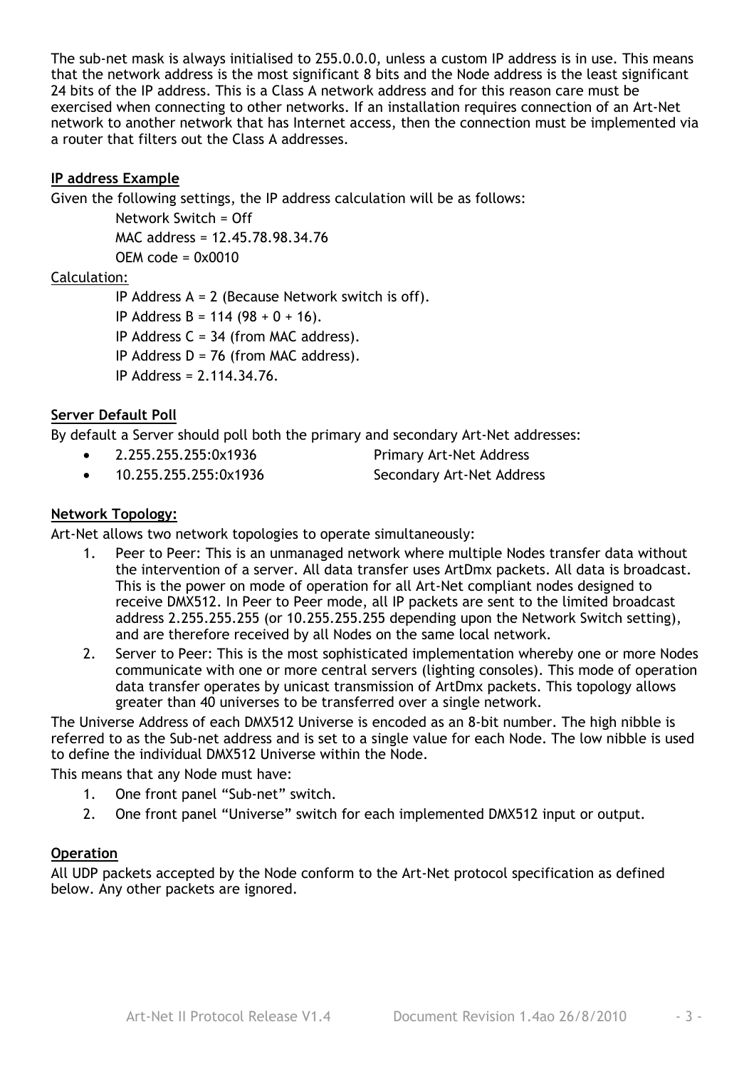The sub-net mask is always initialised to 255.0.0.0, unless a custom IP address is in use. This means that the network address is the most significant 8 bits and the Node address is the least significant 24 bits of the IP address. This is a Class A network address and for this reason care must be exercised when connecting to other networks. If an installation requires connection of an Art-Net network to another network that has Internet access, then the connection must be implemented via a router that filters out the Class A addresses.

**IP address Example**

Given the following settings, the IP address calculation will be as follows:

Network Switch = Off

MAC address = 12.45.78.98.34.76

OEM code = 0x0010

Calculation:

IP Address A = 2 (Because Network switch is off).

IP Address B = 114 (98 + 0 + 16).

IP Address C = 34 (from MAC address).

IP Address D = 76 (from MAC address).

IP Address = 2.114.34.76.

**Server Default Poll**

By default a Server should poll both the primary and secondary Art-Net addresses:

- 2.255.255.255:0x1936 Primary Art-Net Address
- 10.255.255.255:0x1936 Secondary Art-Net Address

**Network Topology:**

Art-Net allows two network topologies to operate simultaneously:

1. Peer to Peer: This is an unmanaged network where multiple Nodes transfer data without the intervention of a server. All data transfer uses ArtDmx packets. All data is broadcast. This is the power on mode of operation for all Art-Net compliant nodes designed to receive DMX512. In Peer to Peer mode, all IP packets are sent to the limited broadcast address 2.255.255.255 (or 10.255.255.255 depending upon the Network Switch setting), and are therefore received by all Nodes on the same local network.
2. Server to Peer: This is the most sophisticated implementation whereby one or more Nodes communicate with one or more central servers (lighting consoles). This mode of operation data transfer operates by unicast transmission of ArtDmx packets. This topology allows greater than 40 universes to be transferred over a single network.

The Universe Address of each DMX512 Universe is encoded as an 8-bit number. The high nibble is referred to as the Sub-net address and is set to a single value for each Node. The low nibble is used to define the individual DMX512 Universe within the Node.

This means that any Node must have:

1. One front panel "Sub-net" switch.
2. One front panel "Universe" switch for each implemented DMX512 input or output.

**Operation**

All UDP packets accepted by the Node conform to the Art-Net protocol specification as defined below. Any other packets are ignored.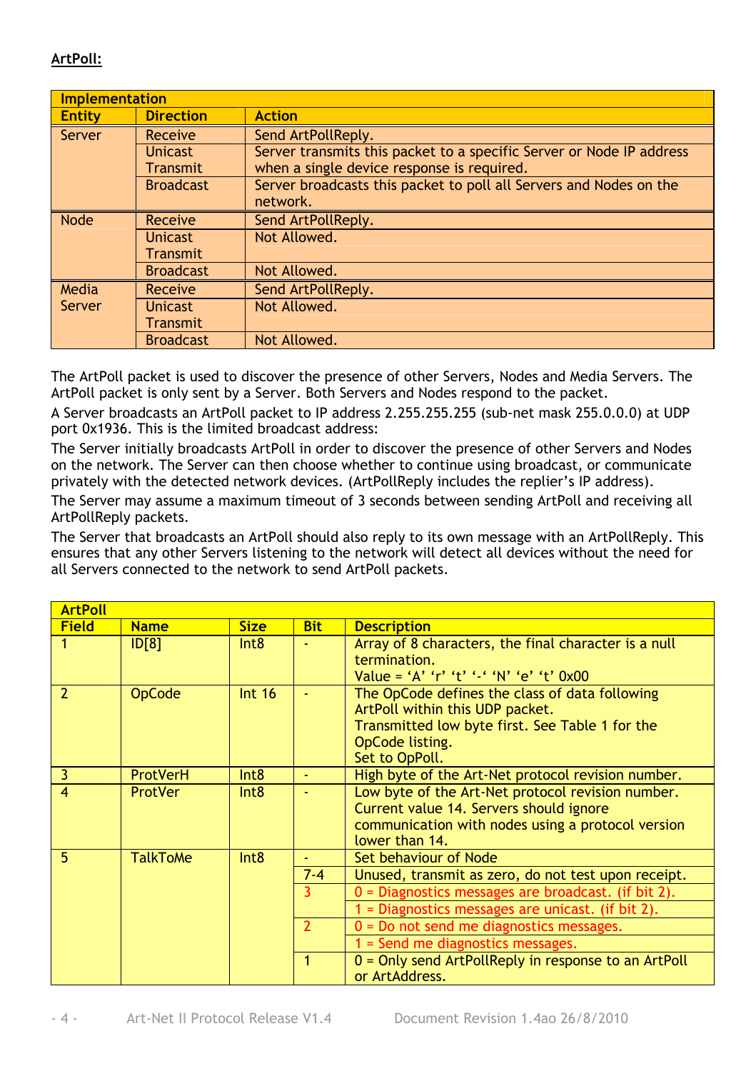## ArtPoll:

| Implementation | | |
|---|---|---|
| **Entity** | **Direction** | **Action** |
| Server | Receive | Send ArtPollReply. |
| | Unicast Transmit | Server transmits this packet to a specific Server or Node IP address when a single device response is required. |
| | Broadcast | Server broadcasts this packet to poll all Servers and Nodes on the network. |
| Node | Receive | Send ArtPollReply. |
| | Unicast Transmit | Not Allowed. |
| | Broadcast | Not Allowed. |
| Media Server | Receive | Send ArtPollReply. |
| | Unicast Transmit | Not Allowed. |
| | Broadcast | Not Allowed. |

The ArtPoll packet is used to discover the presence of other Servers, Nodes and Media Servers. The ArtPoll packet is only sent by a Server. Both Servers and Nodes respond to the packet.

A Server broadcasts an ArtPoll packet to IP address 2.255.255.255 (sub-net mask 255.0.0.0) at UDP port 0x1936. This is the limited broadcast address:

The Server initially broadcasts ArtPoll in order to discover the presence of other Servers and Nodes on the network. The Server can then choose whether to continue using broadcast, or communicate privately with the detected network devices. (ArtPollReply includes the replier's IP address).

The Server may assume a maximum timeout of 3 seconds between sending ArtPoll and receiving all ArtPollReply packets.

The Server that broadcasts an ArtPoll should also reply to its own message with an ArtPollReply. This ensures that any other Servers listening to the network will detect all devices without the need for all Servers connected to the network to send ArtPoll packets.

| ArtPoll | | | | |
|---|---|---|---|---|
| **Field** | **Name** | **Size** | **Bit** | **Description** |
| 1 | ID[8] | Int8 | - | Array of 8 characters, the final character is a null termination. Value = 'A' 'r' 't' '-' 'N' 'e' 't' 0x00 |
| 2 | OpCode | Int 16 | - | The OpCode defines the class of data following ArtPoll within this UDP packet. Transmitted low byte first. See Table 1 for the OpCode listing. Set to OpPoll. |
| 3 | ProtVerH | Int8 | - | High byte of the Art-Net protocol revision number. |
| 4 | ProtVer | Int8 | - | Low byte of the Art-Net protocol revision number. Current value 14. Servers should ignore communication with nodes using a protocol version lower than 14. |
| 5 | TalkToMe | Int8 | - | Set behaviour of Node |
| | | | 7-4 | Unused, transmit as zero, do not test upon receipt. |
| | | | 3 | 0 = Diagnostics messages are broadcast. (if bit 2). |
| | | | | 1 = Diagnostics messages are unicast. (if bit 2). |
| | | | 2 | 0 = Do not send me diagnostics messages. |
| | | | | 1 = Send me diagnostics messages. |
| | | | 1 | 0 = Only send ArtPollReply in response to an ArtPoll or ArtAddress. |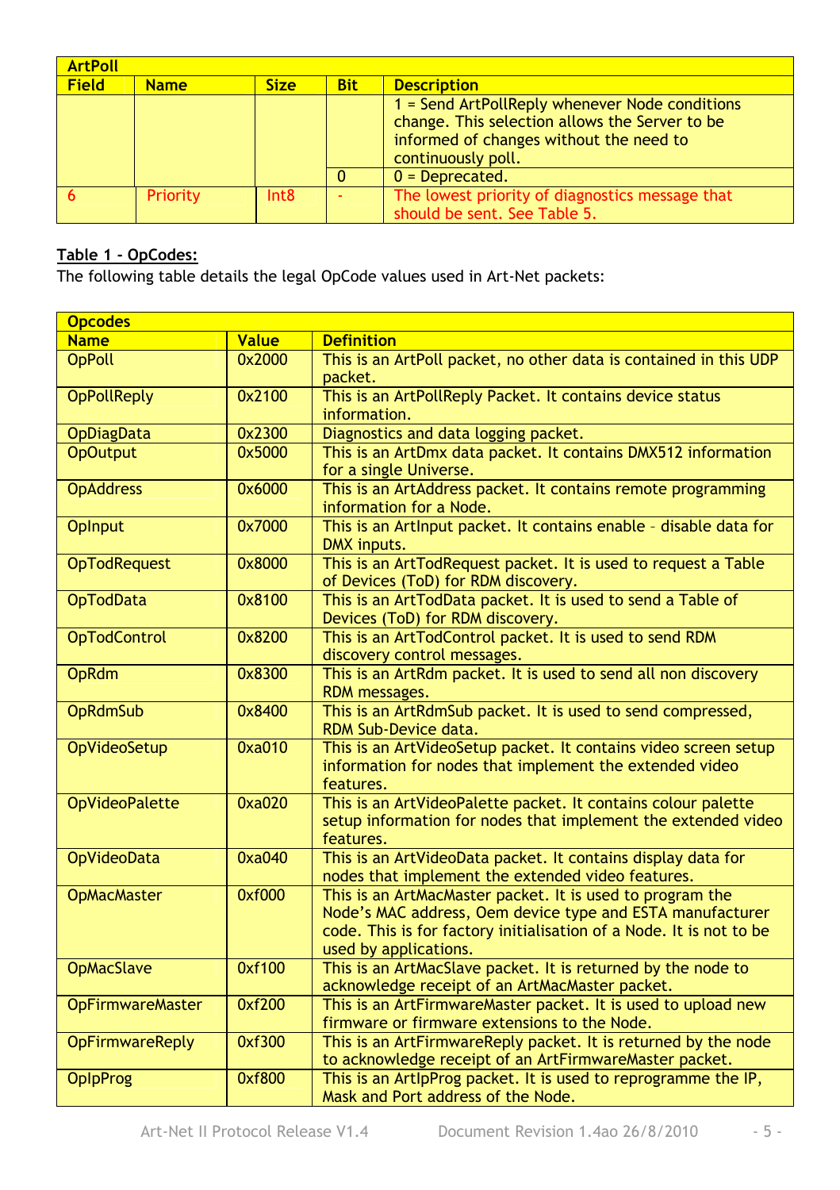| ArtPoll | | | | |
|---|---|---|---|---|
| **Field** | **Name** | **Size** | **Bit** | **Description** |
| | | | | 1 = Send ArtPollReply whenever Node conditions change. This selection allows the Server to be informed of changes without the need to continuously poll. |
| | | | 0 | 0 = Deprecated. |
| 6 | Priority | Int8 | - | The lowest priority of diagnostics message that should be sent. See Table 5. |

**Table 1 - OpCodes:**

The following table details the legal OpCode values used in Art-Net packets:

| Opcodes | | |
|---|---|---|
| **Name** | **Value** | **Definition** |
| OpPoll | 0x2000 | This is an ArtPoll packet, no other data is contained in this UDP packet. |
| OpPollReply | 0x2100 | This is an ArtPollReply Packet. It contains device status information. |
| OpDiagData | 0x2300 | Diagnostics and data logging packet. |
| OpOutput | 0x5000 | This is an ArtDmx data packet. It contains DMX512 information for a single Universe. |
| OpAddress | 0x6000 | This is an ArtAddress packet. It contains remote programming information for a Node. |
| OpInput | 0x7000 | This is an ArtInput packet. It contains enable – disable data for DMX inputs. |
| OpTodRequest | 0x8000 | This is an ArtTodRequest packet. It is used to request a Table of Devices (ToD) for RDM discovery. |
| OpTodData | 0x8100 | This is an ArtTodData packet. It is used to send a Table of Devices (ToD) for RDM discovery. |
| OpTodControl | 0x8200 | This is an ArtTodControl packet. It is used to send RDM discovery control messages. |
| OpRdm | 0x8300 | This is an ArtRdm packet. It is used to send all non discovery RDM messages. |
| OpRdmSub | 0x8400 | This is an ArtRdmSub packet. It is used to send compressed, RDM Sub-Device data. |
| OpVideoSetup | 0xa010 | This is an ArtVideoSetup packet. It contains video screen setup information for nodes that implement the extended video features. |
| OpVideoPalette | 0xa020 | This is an ArtVideoPalette packet. It contains colour palette setup information for nodes that implement the extended video features. |
| OpVideoData | 0xa040 | This is an ArtVideoData packet. It contains display data for nodes that implement the extended video features. |
| OpMacMaster | 0xf000 | This is an ArtMacMaster packet. It is used to program the Node's MAC address, Oem device type and ESTA manufacturer code. This is for factory initialisation of a Node. It is not to be used by applications. |
| OpMacSlave | 0xf100 | This is an ArtMacSlave packet. It is returned by the node to acknowledge receipt of an ArtMacMaster packet. |
| OpFirmwareMaster | 0xf200 | This is an ArtFirmwareMaster packet. It is used to upload new firmware or firmware extensions to the Node. |
| OpFirmwareReply | 0xf300 | This is an ArtFirmwareReply packet. It is returned by the node to acknowledge receipt of an ArtFirmwareMaster packet. |
| OpIpProg | 0xf800 | This is an ArtIpProg packet. It is used to reprogramme the IP, Mask and Port address of the Node. |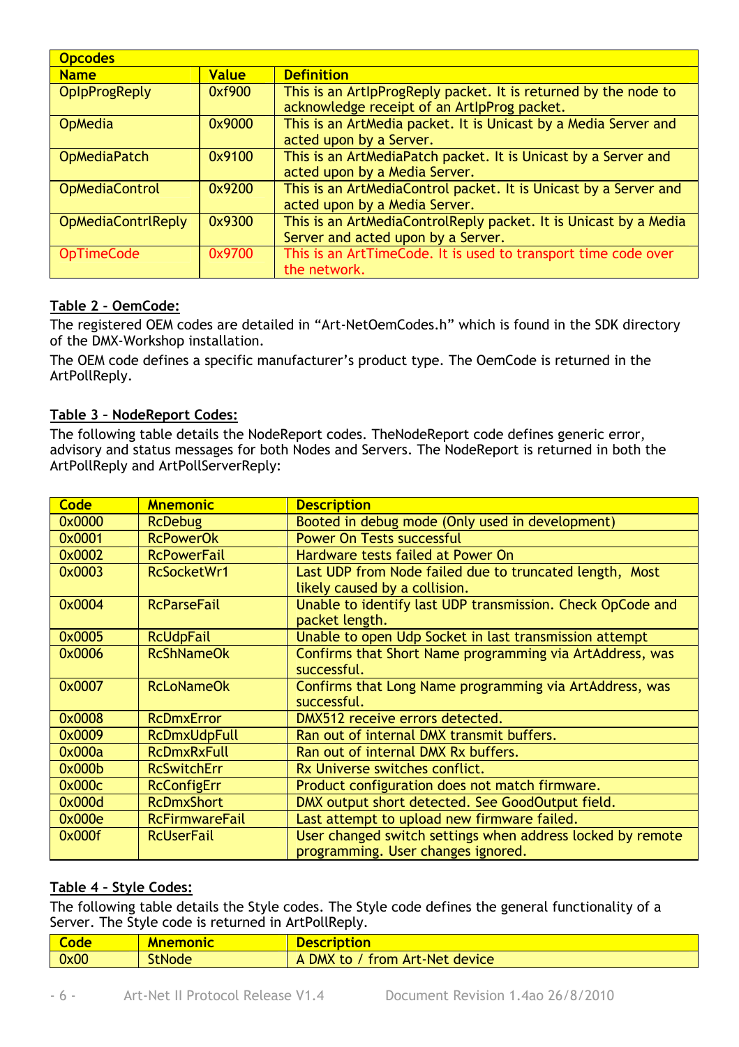| Opcodes | | |
|---|---|---|
| **Name** | **Value** | **Definition** |
| OpIpProgReply | 0xf900 | This is an ArtIpProgReply packet. It is returned by the node to acknowledge receipt of an ArtIpProg packet. |
| OpMedia | 0x9000 | This is an ArtMedia packet. It is Unicast by a Media Server and acted upon by a Server. |
| OpMediaPatch | 0x9100 | This is an ArtMediaPatch packet. It is Unicast by a Server and acted upon by a Media Server. |
| OpMediaControl | 0x9200 | This is an ArtMediaControl packet. It is Unicast by a Server and acted upon by a Media Server. |
| OpMediaContrlReply | 0x9300 | This is an ArtMediaControlReply packet. It is Unicast by a Media Server and acted upon by a Server. |
| OpTimeCode | 0x9700 | This is an ArtTimeCode. It is used to transport time code over the network. |

## Table 2 - OemCode:

The registered OEM codes are detailed in "Art-NetOemCodes.h" which is found in the SDK directory of the DMX-Workshop installation.

The OEM code defines a specific manufacturer's product type. The OemCode is returned in the ArtPollReply.

## Table 3 – NodeReport Codes:

The following table details the NodeReport codes. TheNodeReport code defines generic error, advisory and status messages for both Nodes and Servers. The NodeReport is returned in both the ArtPollReply and ArtPollServerReply:

| Code | Mnemonic | Description |
|---|---|---|
| 0x0000 | RcDebug | Booted in debug mode (Only used in development) |
| 0x0001 | RcPowerOk | Power On Tests successful |
| 0x0002 | RcPowerFail | Hardware tests failed at Power On |
| 0x0003 | RcSocketWr1 | Last UDP from Node failed due to truncated length, Most likely caused by a collision. |
| 0x0004 | RcParseFail | Unable to identify last UDP transmission. Check OpCode and packet length. |
| 0x0005 | RcUdpFail | Unable to open Udp Socket in last transmission attempt |
| 0x0006 | RcShNameOk | Confirms that Short Name programming via ArtAddress, was successful. |
| 0x0007 | RcLoNameOk | Confirms that Long Name programming via ArtAddress, was successful. |
| 0x0008 | RcDmxError | DMX512 receive errors detected. |
| 0x0009 | RcDmxUdpFull | Ran out of internal DMX transmit buffers. |
| 0x000a | RcDmxRxFull | Ran out of internal DMX Rx buffers. |
| 0x000b | RcSwitchErr | Rx Universe switches conflict. |
| 0x000c | RcConfigErr | Product configuration does not match firmware. |
| 0x000d | RcDmxShort | DMX output short detected. See GoodOutput field. |
| 0x000e | RcFirmwareFail | Last attempt to upload new firmware failed. |
| 0x000f | RcUserFail | User changed switch settings when address locked by remote programming. User changes ignored. |

## Table 4 – Style Codes:

The following table details the Style codes. The Style code defines the general functionality of a Server. The Style code is returned in ArtPollReply.

| Code | Mnemonic | Description |
|---|---|---|
| 0x00 | StNode | A DMX to / from Art-Net device |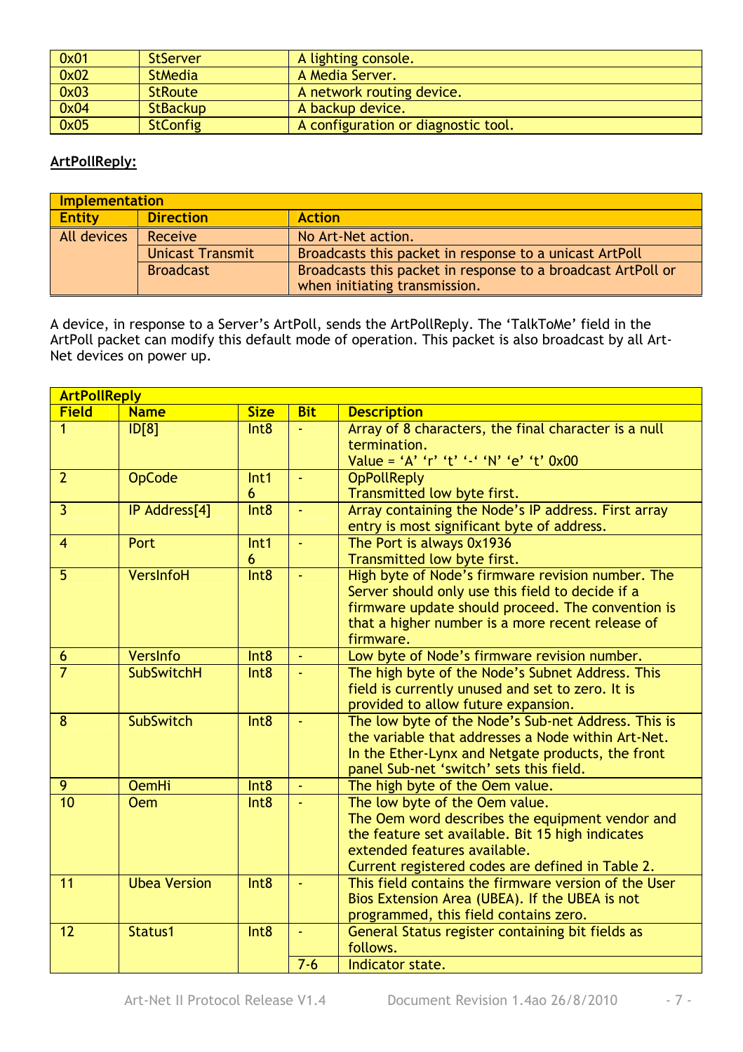| 0x01 | StServer | A lighting console. |
| --- | --- | --- |
| 0x02 | StMedia | A Media Server. |
| 0x03 | StRoute | A network routing device. |
| 0x04 | StBackup | A backup device. |
| 0x05 | StConfig | A configuration or diagnostic tool. |

**ArtPollReply:**

| Implementation | | |
| --- | --- | --- |
| **Entity** | **Direction** | **Action** |
| All devices | Receive | No Art-Net action. |
| | Unicast Transmit | Broadcasts this packet in response to a unicast ArtPoll |
| | Broadcast | Broadcasts this packet in response to a broadcast ArtPoll or when initiating transmission. |

A device, in response to a Server's ArtPoll, sends the ArtPollReply. The 'TalkToMe' field in the ArtPoll packet can modify this default mode of operation. This packet is also broadcast by all Art-Net devices on power up.

| ArtPollReply | | | | |
| --- | --- | --- | --- | --- |
| **Field** | **Name** | **Size** | **Bit** | **Description** |
| 1 | ID[8] | Int8 | - | Array of 8 characters, the final character is a null termination.<br>Value = 'A' 'r' 't' '-' 'N' 'e' 't' 0x00 |
| 2 | OpCode | Int16 | - | OpPollReply<br>Transmitted low byte first. |
| 3 | IP Address[4] | Int8 | - | Array containing the Node's IP address. First array entry is most significant byte of address. |
| 4 | Port | Int16 | - | The Port is always 0x1936<br>Transmitted low byte first. |
| 5 | VersInfoH | Int8 | - | High byte of Node's firmware revision number. The Server should only use this field to decide if a firmware update should proceed. The convention is that a higher number is a more recent release of firmware. |
| 6 | VersInfo | Int8 | - | Low byte of Node's firmware revision number. |
| 7 | SubSwitchH | Int8 | - | The high byte of the Node's Subnet Address. This field is currently unused and set to zero. It is provided to allow future expansion. |
| 8 | SubSwitch | Int8 | - | The low byte of the Node's Sub-net Address. This is the variable that addresses a Node within Art-Net. In the Ether-Lynx and Netgate products, the front panel Sub-net 'switch' sets this field. |
| 9 | OemHi | Int8 | - | The high byte of the Oem value. |
| 10 | Oem | Int8 | - | The low byte of the Oem value.<br>The Oem word describes the equipment vendor and the feature set available. Bit 15 high indicates extended features available.<br>Current registered codes are defined in Table 2. |
| 11 | Ubea Version | Int8 | - | This field contains the firmware version of the User Bios Extension Area (UBEA). If the UBEA is not programmed, this field contains zero. |
| 12 | Status1 | Int8 | - | General Status register containing bit fields as follows. |
| | | | 7-6 | Indicator state. |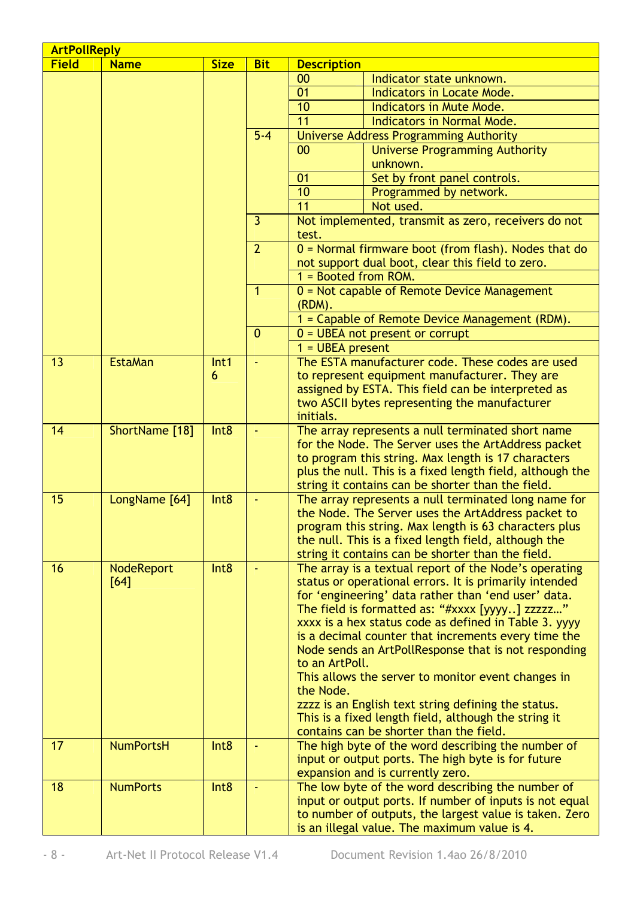| ArtPollReply | | | | |
|---|---|---|---|---|
| **Field** | **Name** | **Size** | **Bit** | **Description** |
| | | | | 00 Indicator state unknown. |
| | | | | 01 Indicators in Locate Mode. |
| | | | | 10 Indicators in Mute Mode. |
| | | | | 11 Indicators in Normal Mode. |
| | | | 5-4 | Universe Address Programming Authority |
| | | | | 00 Universe Programming Authority unknown. |
| | | | | 01 Set by front panel controls. |
| | | | | 10 Programmed by network. |
| | | | | 11 Not used. |
| | | | 3 | Not implemented, transmit as zero, receivers do not test. |
| | | | 2 | 0 = Normal firmware boot (from flash). Nodes that do not support dual boot, clear this field to zero. |
| | | | | 1 = Booted from ROM. |
| | | | 1 | 0 = Not capable of Remote Device Management (RDM). |
| | | | | 1 = Capable of Remote Device Management (RDM). |
| | | | 0 | 0 = UBEA not present or corrupt |
| | | | | 1 = UBEA present |
| 13 | EstaMan | Int16 | - | The ESTA manufacturer code. These codes are used to represent equipment manufacturer. They are assigned by ESTA. This field can be interpreted as two ASCII bytes representing the manufacturer initials. |
| 14 | ShortName [18] | Int8 | - | The array represents a null terminated short name for the Node. The Server uses the ArtAddress packet to program this string. Max length is 17 characters plus the null. This is a fixed length field, although the string it contains can be shorter than the field. |
| 15 | LongName [64] | Int8 | - | The array represents a null terminated long name for the Node. The Server uses the ArtAddress packet to program this string. Max length is 63 characters plus the null. This is a fixed length field, although the string it contains can be shorter than the field. |
| 16 | NodeReport [64] | Int8 | - | The array is a textual report of the Node's operating status or operational errors. It is primarily intended for 'engineering' data rather than 'end user' data. The field is formatted as: "#xxxx [yyyy..] zzzzz…" xxxx is a hex status code as defined in Table 3. yyyy is a decimal counter that increments every time the Node sends an ArtPollResponse that is not responding to an ArtPoll. This allows the server to monitor event changes in the Node. zzzz is an English text string defining the status. This is a fixed length field, although the string it contains can be shorter than the field. |
| 17 | NumPortsH | Int8 | - | The high byte of the word describing the number of input or output ports. The high byte is for future expansion and is currently zero. |
| 18 | NumPorts | Int8 | - | The low byte of the word describing the number of input or output ports. If number of inputs is not equal to number of outputs, the largest value is taken. Zero is an illegal value. The maximum value is 4. |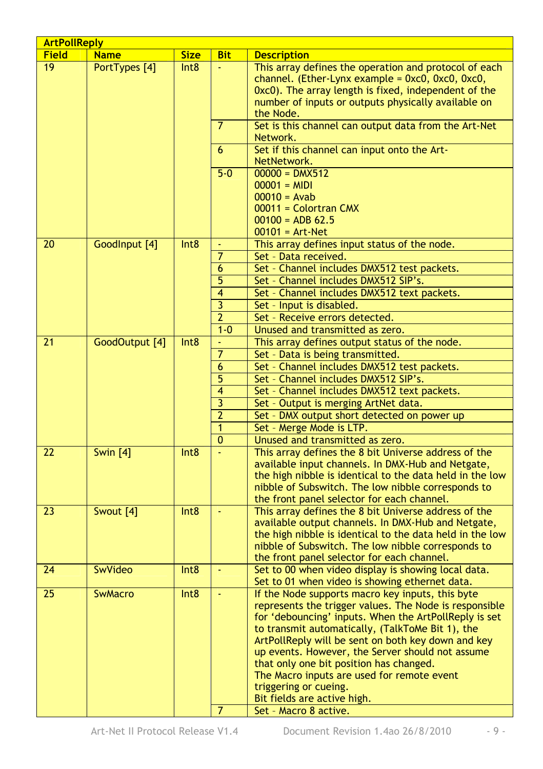| ArtPollReply | | | | |
|---|---|---|---|---|
| **Field** | **Name** | **Size** | **Bit** | **Description** |
| 19 | PortTypes [4] | Int8 | - | This array defines the operation and protocol of each channel. (Ether-Lynx example = 0xc0, 0xc0, 0xc0, 0xc0). The array length is fixed, independent of the number of inputs or outputs physically available on the Node. |
| | | | 7 | Set is this channel can output data from the Art-Net Network. |
| | | | 6 | Set if this channel can input onto the Art-NetNetwork. |
| | | | 5-0 | 00000 = DMX512<br>00001 = MIDI<br>00010 = Avab<br>00011 = Colortran CMX<br>00100 = ADB 62.5<br>00101 = Art-Net |
| 20 | GoodInput [4] | Int8 | - | This array defines input status of the node. |
| | | | 7 | Set – Data received. |
| | | | 6 | Set – Channel includes DMX512 test packets. |
| | | | 5 | Set – Channel includes DMX512 SIP's. |
| | | | 4 | Set – Channel includes DMX512 text packets. |
| | | | 3 | Set – Input is disabled. |
| | | | 2 | Set – Receive errors detected. |
| | | | 1-0 | Unused and transmitted as zero. |
| 21 | GoodOutput [4] | Int8 | - | This array defines output status of the node. |
| | | | 7 | Set – Data is being transmitted. |
| | | | 6 | Set – Channel includes DMX512 test packets. |
| | | | 5 | Set – Channel includes DMX512 SIP's. |
| | | | 4 | Set – Channel includes DMX512 text packets. |
| | | | 3 | Set – Output is merging ArtNet data. |
| | | | 2 | Set – DMX output short detected on power up |
| | | | 1 | Set – Merge Mode is LTP. |
| | | | 0 | Unused and transmitted as zero. |
| 22 | Swin [4] | Int8 | - | This array defines the 8 bit Universe address of the available input channels. In DMX-Hub and Netgate, the high nibble is identical to the data held in the low nibble of Subswitch. The low nibble corresponds to the front panel selector for each channel. |
| 23 | Swout [4] | Int8 | - | This array defines the 8 bit Universe address of the available output channels. In DMX-Hub and Netgate, the high nibble is identical to the data held in the low nibble of Subswitch. The low nibble corresponds to the front panel selector for each channel. |
| 24 | SwVideo | Int8 | - | Set to 00 when video display is showing local data. Set to 01 when video is showing ethernet data. |
| 25 | SwMacro | Int8 | - | If the Node supports macro key inputs, this byte represents the trigger values. The Node is responsible for 'debouncing' inputs. When the ArtPollReply is set to transmit automatically, (TalkToMe Bit 1), the ArtPollReply will be sent on both key down and key up events. However, the Server should not assume that only one bit position has changed.<br>The Macro inputs are used for remote event triggering or cueing.<br>Bit fields are active high. |
| | | | 7 | Set – Macro 8 active. |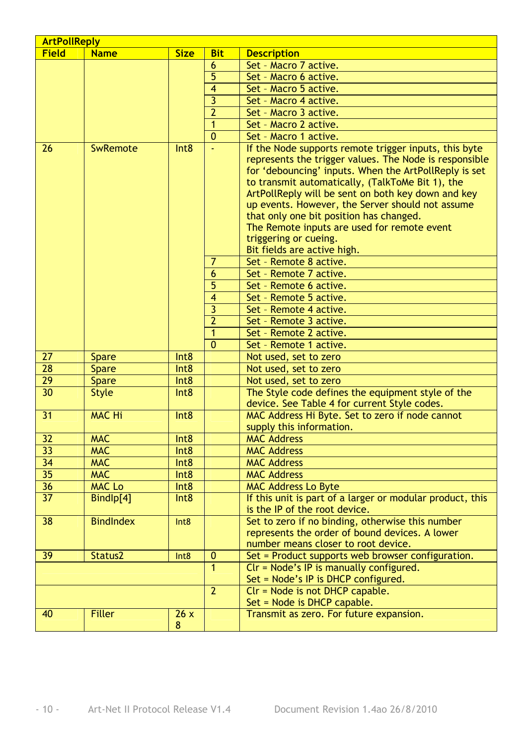| ArtPollReply | | | | |
|---|---|---|---|---|
| **Field** | **Name** | **Size** | **Bit** | **Description** |
| | | | 6 | Set – Macro 7 active. |
| | | | 5 | Set – Macro 6 active. |
| | | | 4 | Set – Macro 5 active. |
| | | | 3 | Set – Macro 4 active. |
| | | | 2 | Set – Macro 3 active. |
| | | | 1 | Set – Macro 2 active. |
| | | | 0 | Set – Macro 1 active. |
| 26 | SwRemote | Int8 | - | If the Node supports remote trigger inputs, this byte represents the trigger values. The Node is responsible for 'debouncing' inputs. When the ArtPollReply is set to transmit automatically, (TalkToMe Bit 1), the ArtPollReply will be sent on both key down and key up events. However, the Server should not assume that only one bit position has changed. The Remote inputs are used for remote event triggering or cueing. Bit fields are active high. |
| | | | 7 | Set – Remote 8 active. |
| | | | 6 | Set – Remote 7 active. |
| | | | 5 | Set – Remote 6 active. |
| | | | 4 | Set – Remote 5 active. |
| | | | 3 | Set – Remote 4 active. |
| | | | 2 | Set – Remote 3 active. |
| | | | 1 | Set – Remote 2 active. |
| | | | 0 | Set – Remote 1 active. |
| 27 | Spare | Int8 | | Not used, set to zero |
| 28 | Spare | Int8 | | Not used, set to zero |
| 29 | Spare | Int8 | | Not used, set to zero |
| 30 | Style | Int8 | | The Style code defines the equipment style of the device. See Table 4 for current Style codes. |
| 31 | MAC Hi | Int8 | | MAC Address Hi Byte. Set to zero if node cannot supply this information. |
| 32 | MAC | Int8 | | MAC Address |
| 33 | MAC | Int8 | | MAC Address |
| 34 | MAC | Int8 | | MAC Address |
| 35 | MAC | Int8 | | MAC Address |
| 36 | MAC Lo | Int8 | | MAC Address Lo Byte |
| 37 | BindIp[4] | Int8 | | If this unit is part of a larger or modular product, this is the IP of the root device. |
| 38 | BindIndex | Int8 | | Set to zero if no binding, otherwise this number represents the order of bound devices. A lower number means closer to root device. |
| 39 | Status2 | Int8 | 0 | Set = Product supports web browser configuration. |
| | | | 1 | Clr = Node's IP is manually configured. Set = Node's IP is DHCP configured. |
| | | | 2 | Clr = Node is not DHCP capable. Set = Node is DHCP capable. |
| 40 | Filler | 26 x 8 | | Transmit as zero. For future expansion. |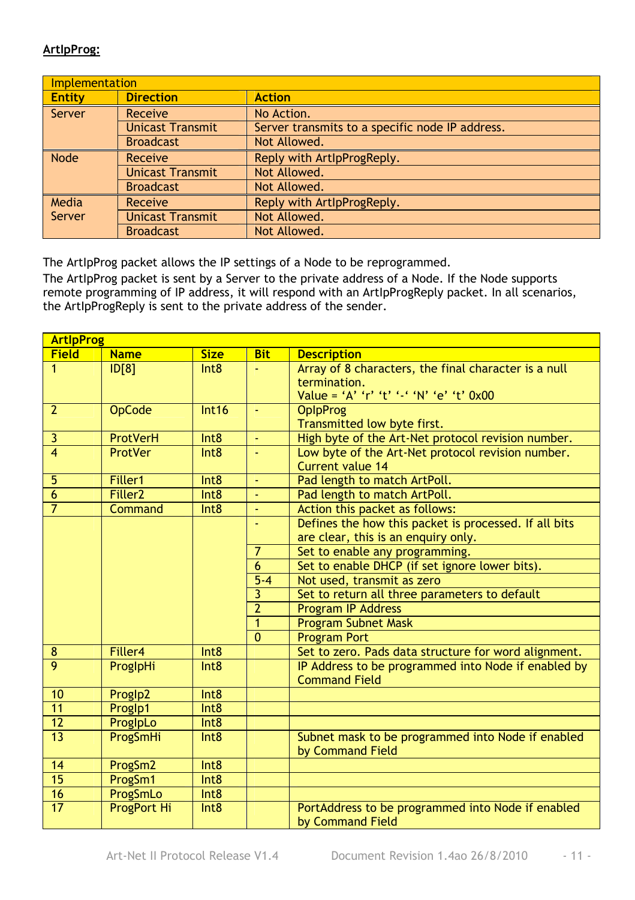**ArtIpProg:**

| Implementation | | |
|---|---|---|
| **Entity** | **Direction** | **Action** |
| Server | Receive | No Action. |
| | Unicast Transmit | Server transmits to a specific node IP address. |
| | Broadcast | Not Allowed. |
| Node | Receive | Reply with ArtIpProgReply. |
| | Unicast Transmit | Not Allowed. |
| | Broadcast | Not Allowed. |
| Media Server | Receive | Reply with ArtIpProgReply. |
| | Unicast Transmit | Not Allowed. |
| | Broadcast | Not Allowed. |

The ArtIpProg packet allows the IP settings of a Node to be reprogrammed.

The ArtIpProg packet is sent by a Server to the private address of a Node. If the Node supports remote programming of IP address, it will respond with an ArtIpProgReply packet. In all scenarios, the ArtIpProgReply is sent to the private address of the sender.

| ArtIpProg | | | | |
|---|---|---|---|---|
| **Field** | **Name** | **Size** | **Bit** | **Description** |
| 1 | ID[8] | Int8 | - | Array of 8 characters, the final character is a null termination.<br>Value = 'A' 'r' 't' '-' 'N' 'e' 't' 0x00 |
| 2 | OpCode | Int16 | - | OpIpProg<br>Transmitted low byte first. |
| 3 | ProtVerH | Int8 | - | High byte of the Art-Net protocol revision number. |
| 4 | ProtVer | Int8 | - | Low byte of the Art-Net protocol revision number. Current value 14 |
| 5 | Filler1 | Int8 | - | Pad length to match ArtPoll. |
| 6 | Filler2 | Int8 | - | Pad length to match ArtPoll. |
| 7 | Command | Int8 | - | Action this packet as follows: |
| | | | - | Defines the how this packet is processed. If all bits are clear, this is an enquiry only. |
| | | | 7 | Set to enable any programming. |
| | | | 6 | Set to enable DHCP (if set ignore lower bits). |
| | | | 5-4 | Not used, transmit as zero |
| | | | 3 | Set to return all three parameters to default |
| | | | 2 | Program IP Address |
| | | | 1 | Program Subnet Mask |
| | | | 0 | Program Port |
| 8 | Filler4 | Int8 | | Set to zero. Pads data structure for word alignment. |
| 9 | ProgIpHi | Int8 | | IP Address to be programmed into Node if enabled by Command Field |
| 10 | ProgIp2 | Int8 | | |
| 11 | ProgIp1 | Int8 | | |
| 12 | ProgIpLo | Int8 | | |
| 13 | ProgSmHi | Int8 | | Subnet mask to be programmed into Node if enabled by Command Field |
| 14 | ProgSm2 | Int8 | | |
| 15 | ProgSm1 | Int8 | | |
| 16 | ProgSmLo | Int8 | | |
| 17 | ProgPort Hi | Int8 | | PortAddress to be programmed into Node if enabled by Command Field |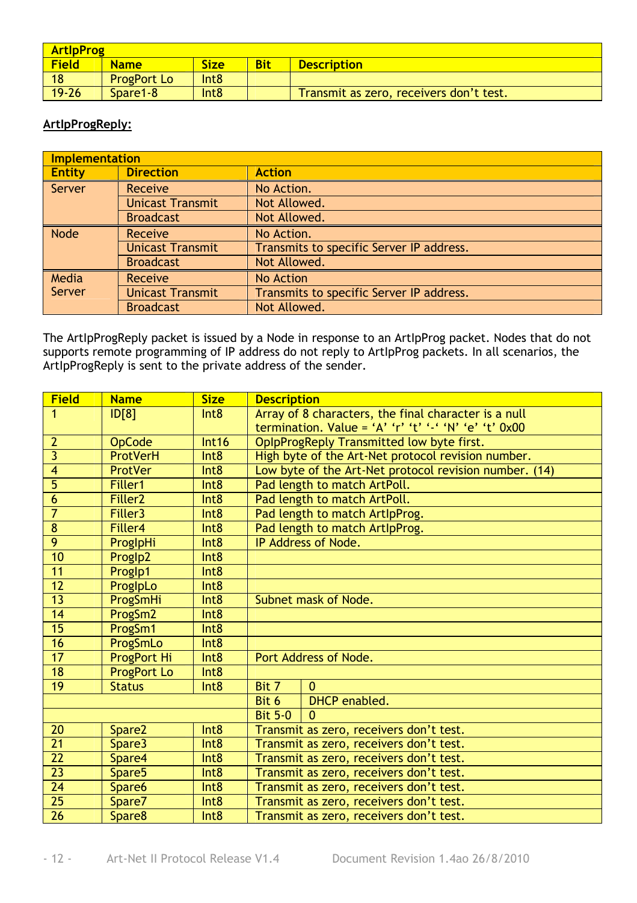| ArtIpProg | | | | |
|---|---|---|---|---|
| **Field** | **Name** | **Size** | **Bit** | **Description** |
| 18 | ProgPort Lo | Int8 | | |
| 19-26 | Spare1-8 | Int8 | | Transmit as zero, receivers don't test. |

**ArtIpProgReply:**

| Implementation | | |
|---|---|---|
| **Entity** | **Direction** | **Action** |
| Server | Receive | No Action. |
| | Unicast Transmit | Not Allowed. |
| | Broadcast | Not Allowed. |
| Node | Receive | No Action. |
| | Unicast Transmit | Transmits to specific Server IP address. |
| | Broadcast | Not Allowed. |
| Media Server | Receive | No Action |
| | Unicast Transmit | Transmits to specific Server IP address. |
| | Broadcast | Not Allowed. |

The ArtIpProgReply packet is issued by a Node in response to an ArtIpProg packet. Nodes that do not supports remote programming of IP address do not reply to ArtIpProg packets. In all scenarios, the ArtIpProgReply is sent to the private address of the sender.

| Field | Name | Size | Description | |
|---|---|---|---|---|
| 1 | ID[8] | Int8 | Array of 8 characters, the final character is a null termination. Value = 'A' 'r' 't' '-' 'N' 'e' 't' 0x00 | |
| 2 | OpCode | Int16 | OpIpProgReply Transmitted low byte first. | |
| 3 | ProtVerH | Int8 | High byte of the Art-Net protocol revision number. | |
| 4 | ProtVer | Int8 | Low byte of the Art-Net protocol revision number. (14) | |
| 5 | Filler1 | Int8 | Pad length to match ArtPoll. | |
| 6 | Filler2 | Int8 | Pad length to match ArtPoll. | |
| 7 | Filler3 | Int8 | Pad length to match ArtIpProg. | |
| 8 | Filler4 | Int8 | Pad length to match ArtIpProg. | |
| 9 | ProgIpHi | Int8 | IP Address of Node. | |
| 10 | ProgIp2 | Int8 | | |
| 11 | ProgIp1 | Int8 | | |
| 12 | ProgIpLo | Int8 | | |
| 13 | ProgSmHi | Int8 | Subnet mask of Node. | |
| 14 | ProgSm2 | Int8 | | |
| 15 | ProgSm1 | Int8 | | |
| 16 | ProgSmLo | Int8 | | |
| 17 | ProgPort Hi | Int8 | Port Address of Node. | |
| 18 | ProgPort Lo | Int8 | | |
| 19 | Status | Int8 | Bit 7 | 0 |
| | | | Bit 6 | DHCP enabled. |
| | | | Bit 5-0 | 0 |
| 20 | Spare2 | Int8 | Transmit as zero, receivers don't test. | |
| 21 | Spare3 | Int8 | Transmit as zero, receivers don't test. | |
| 22 | Spare4 | Int8 | Transmit as zero, receivers don't test. | |
| 23 | Spare5 | Int8 | Transmit as zero, receivers don't test. | |
| 24 | Spare6 | Int8 | Transmit as zero, receivers don't test. | |
| 25 | Spare7 | Int8 | Transmit as zero, receivers don't test. | |
| 26 | Spare8 | Int8 | Transmit as zero, receivers don't test. | |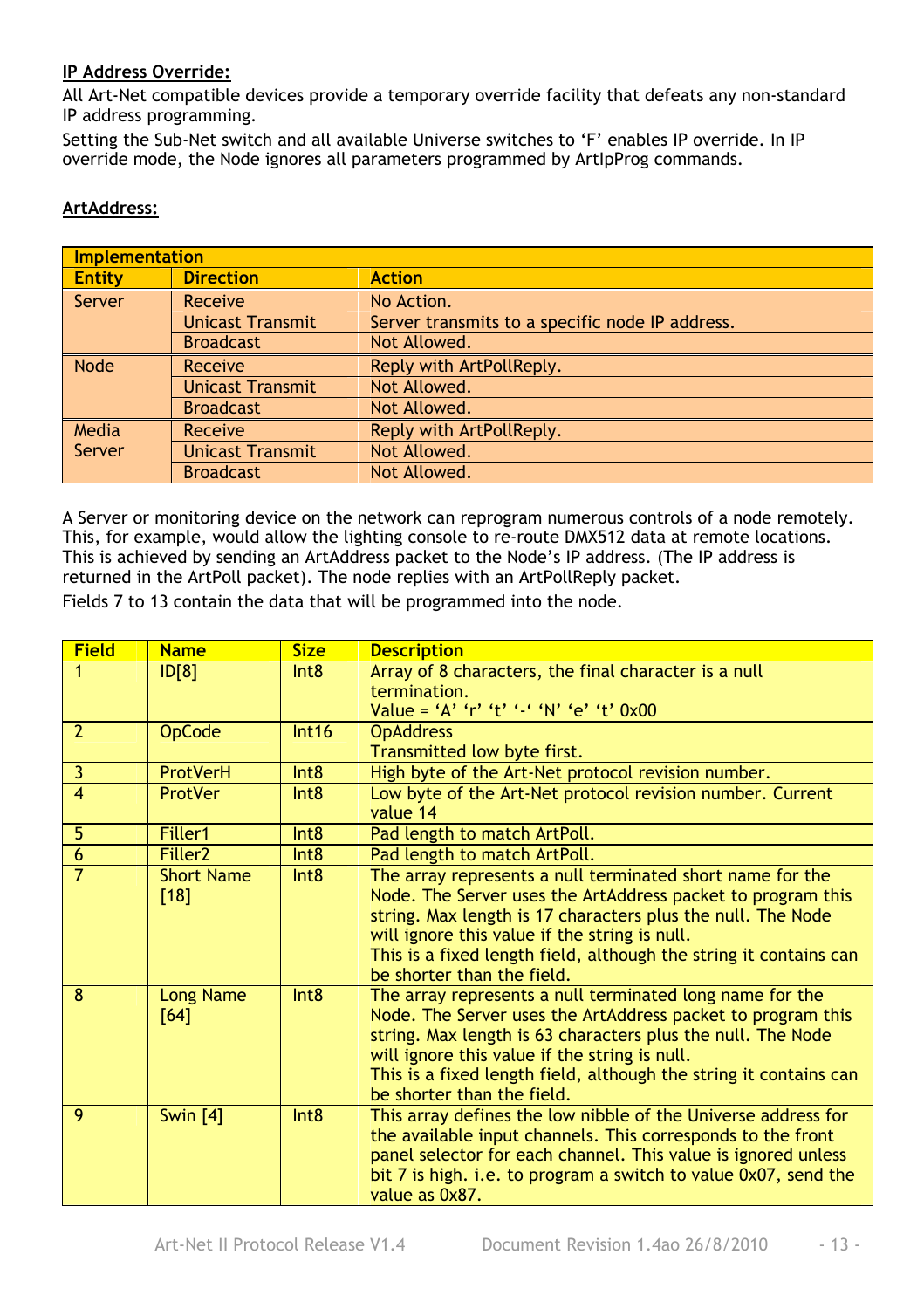**IP Address Override:**

All Art-Net compatible devices provide a temporary override facility that defeats any non-standard IP address programming.

Setting the Sub-Net switch and all available Universe switches to 'F' enables IP override. In IP override mode, the Node ignores all parameters programmed by ArtIpProg commands.

**ArtAddress:**

| Implementation | | |
|---|---|---|
| **Entity** | **Direction** | **Action** |
| Server | Receive | No Action. |
| | Unicast Transmit | Server transmits to a specific node IP address. |
| | Broadcast | Not Allowed. |
| Node | Receive | Reply with ArtPollReply. |
| | Unicast Transmit | Not Allowed. |
| | Broadcast | Not Allowed. |
| Media Server | Receive | Reply with ArtPollReply. |
| | Unicast Transmit | Not Allowed. |
| | Broadcast | Not Allowed. |

A Server or monitoring device on the network can reprogram numerous controls of a node remotely. This, for example, would allow the lighting console to re-route DMX512 data at remote locations. This is achieved by sending an ArtAddress packet to the Node's IP address. (The IP address is returned in the ArtPoll packet). The node replies with an ArtPollReply packet.

Fields 7 to 13 contain the data that will be programmed into the node.

| Field | Name | Size | Description |
|---|---|---|---|
| 1 | ID[8] | Int8 | Array of 8 characters, the final character is a null termination.<br>Value = 'A' 'r' 't' '-' 'N' 'e' 't' 0x00 |
| 2 | OpCode | Int16 | OpAddress<br>Transmitted low byte first. |
| 3 | ProtVerH | Int8 | High byte of the Art-Net protocol revision number. |
| 4 | ProtVer | Int8 | Low byte of the Art-Net protocol revision number. Current value 14 |
| 5 | Filler1 | Int8 | Pad length to match ArtPoll. |
| 6 | Filler2 | Int8 | Pad length to match ArtPoll. |
| 7 | Short Name [18] | Int8 | The array represents a null terminated short name for the Node. The Server uses the ArtAddress packet to program this string. Max length is 17 characters plus the null. The Node will ignore this value if the string is null.<br>This is a fixed length field, although the string it contains can be shorter than the field. |
| 8 | Long Name [64] | Int8 | The array represents a null terminated long name for the Node. The Server uses the ArtAddress packet to program this string. Max length is 63 characters plus the null. The Node will ignore this value if the string is null.<br>This is a fixed length field, although the string it contains can be shorter than the field. |
| 9 | Swin [4] | Int8 | This array defines the low nibble of the Universe address for the available input channels. This corresponds to the front panel selector for each channel. This value is ignored unless bit 7 is high. i.e. to program a switch to value 0x07, send the value as 0x87. |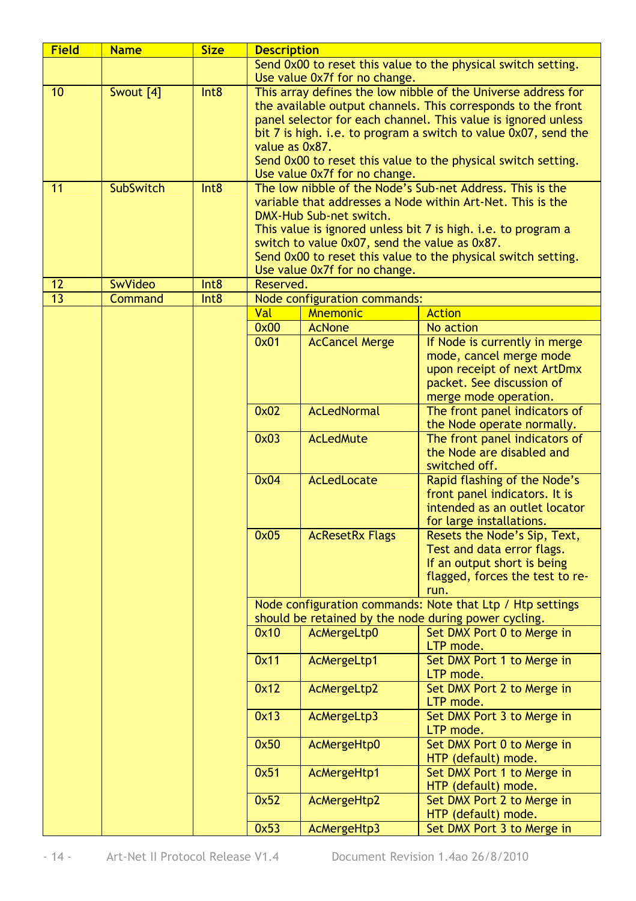| Field | Name | Size | Description | | |
|---|---|---|---|---|---|
| | | | Send 0x00 to reset this value to the physical switch setting. Use value 0x7f for no change. | | |
| 10 | Swout [4] | Int8 | This array defines the low nibble of the Universe address for the available output channels. This corresponds to the front panel selector for each channel. This value is ignored unless bit 7 is high. i.e. to program a switch to value 0x07, send the value as 0x87. Send 0x00 to reset this value to the physical switch setting. Use value 0x7f for no change. | | |
| 11 | SubSwitch | Int8 | The low nibble of the Node's Sub-net Address. This is the variable that addresses a Node within Art-Net. This is the DMX-Hub Sub-net switch. This value is ignored unless bit 7 is high. i.e. to program a switch to value 0x07, send the value as 0x87. Send 0x00 to reset this value to the physical switch setting. Use value 0x7f for no change. | | |
| 12 | SwVideo | Int8 | Reserved. | | |
| 13 | Command | Int8 | Node configuration commands: | | |
| | | | **Val** | **Mnemonic** | **Action** |
| | | | 0x00 | AcNone | No action |
| | | | 0x01 | AcCancel Merge | If Node is currently in merge mode, cancel merge mode upon receipt of next ArtDmx packet. See discussion of merge mode operation. |
| | | | 0x02 | AcLedNormal | The front panel indicators of the Node operate normally. |
| | | | 0x03 | AcLedMute | The front panel indicators of the Node are disabled and switched off. |
| | | | 0x04 | AcLedLocate | Rapid flashing of the Node's front panel indicators. It is intended as an outlet locator for large installations. |
| | | | 0x05 | AcResetRx Flags | Resets the Node's Sip, Text, Test and data error flags. If an output short is being flagged, forces the test to re-run. |
| | | | Node configuration commands: Note that Ltp / Htp settings should be retained by the node during power cycling. | | |
| | | | 0x10 | AcMergeLtp0 | Set DMX Port 0 to Merge in LTP mode. |
| | | | 0x11 | AcMergeLtp1 | Set DMX Port 1 to Merge in LTP mode. |
| | | | 0x12 | AcMergeLtp2 | Set DMX Port 2 to Merge in LTP mode. |
| | | | 0x13 | AcMergeLtp3 | Set DMX Port 3 to Merge in LTP mode. |
| | | | 0x50 | AcMergeHtp0 | Set DMX Port 0 to Merge in HTP (default) mode. |
| | | | 0x51 | AcMergeHtp1 | Set DMX Port 1 to Merge in HTP (default) mode. |
| | | | 0x52 | AcMergeHtp2 | Set DMX Port 2 to Merge in HTP (default) mode. |
| | | | 0x53 | AcMergeHtp3 | Set DMX Port 3 to Merge in |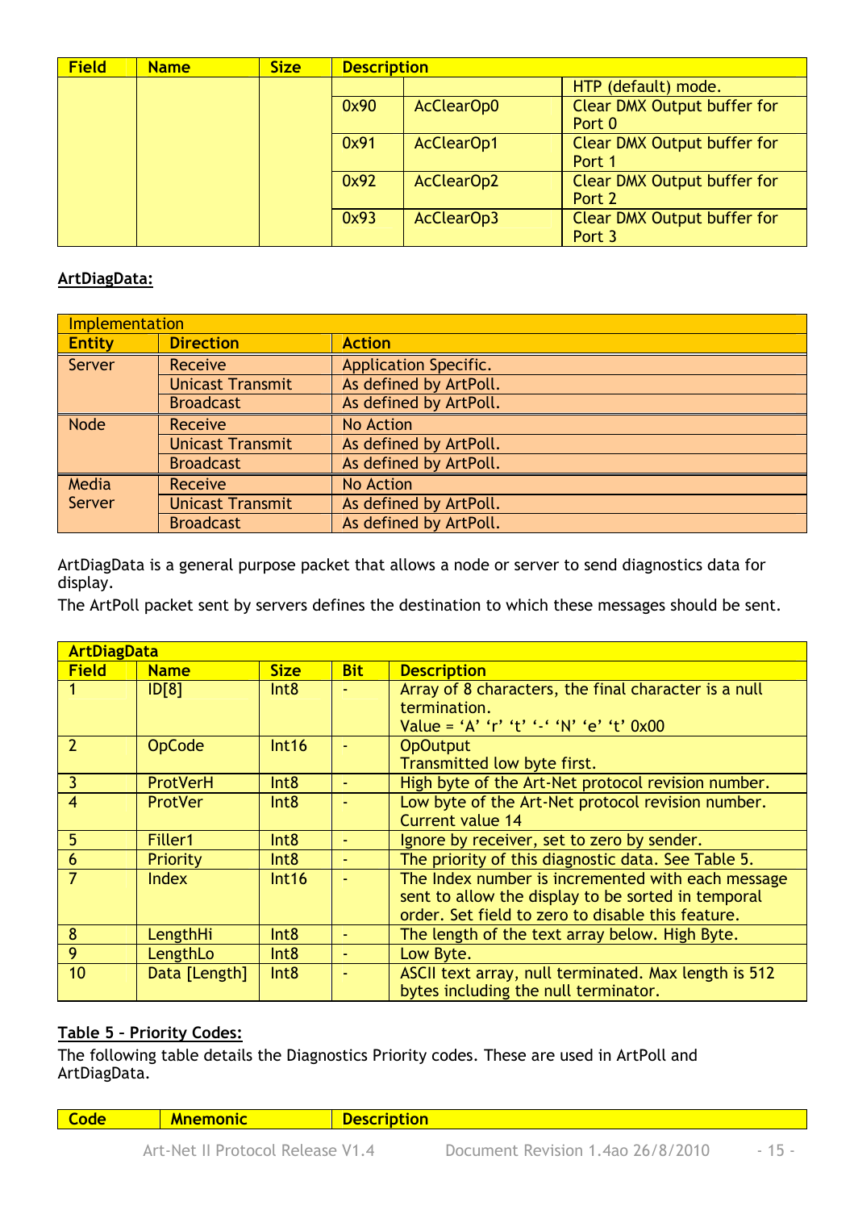| Field | Name | Size | Description | | |
|---|---|---|---|---|---|
| | | | | | HTP (default) mode. |
| | | | 0x90 | AcClearOp0 | Clear DMX Output buffer for Port 0 |
| | | | 0x91 | AcClearOp1 | Clear DMX Output buffer for Port 1 |
| | | | 0x92 | AcClearOp2 | Clear DMX Output buffer for Port 2 |
| | | | 0x93 | AcClearOp3 | Clear DMX Output buffer for Port 3 |

**ArtDiagData:**

| Implementation | | |
|---|---|---|
| **Entity** | **Direction** | **Action** |
| Server | Receive | Application Specific. |
| | Unicast Transmit | As defined by ArtPoll. |
| | Broadcast | As defined by ArtPoll. |
| Node | Receive | No Action |
| | Unicast Transmit | As defined by ArtPoll. |
| | Broadcast | As defined by ArtPoll. |
| Media Server | Receive | No Action |
| | Unicast Transmit | As defined by ArtPoll. |
| | Broadcast | As defined by ArtPoll. |

ArtDiagData is a general purpose packet that allows a node or server to send diagnostics data for display.
The ArtPoll packet sent by servers defines the destination to which these messages should be sent.

| ArtDiagData | | | | |
|---|---|---|---|---|
| **Field** | **Name** | **Size** | **Bit** | **Description** |
| 1 | ID[8] | Int8 | - | Array of 8 characters, the final character is a null termination. Value = ‘A’ ‘r’ ‘t’ ‘-‘ ‘N’ ‘e’ ‘t’ 0x00 |
| 2 | OpCode | Int16 | - | OpOutput Transmitted low byte first. |
| 3 | ProtVerH | Int8 | - | High byte of the Art-Net protocol revision number. |
| 4 | ProtVer | Int8 | - | Low byte of the Art-Net protocol revision number. Current value 14 |
| 5 | Filler1 | Int8 | - | Ignore by receiver, set to zero by sender. |
| 6 | Priority | Int8 | - | The priority of this diagnostic data. See Table 5. |
| 7 | Index | Int16 | - | The Index number is incremented with each message sent to allow the display to be sorted in temporal order. Set field to zero to disable this feature. |
| 8 | LengthHi | Int8 | - | The length of the text array below. High Byte. |
| 9 | LengthLo | Int8 | - | Low Byte. |
| 10 | Data [Length] | Int8 | - | ASCII text array, null terminated. Max length is 512 bytes including the null terminator. |

**Table 5 – Priority Codes:**

The following table details the Diagnostics Priority codes. These are used in ArtPoll and ArtDiagData.

| Code | Mnemonic | Description |
|---|---|---|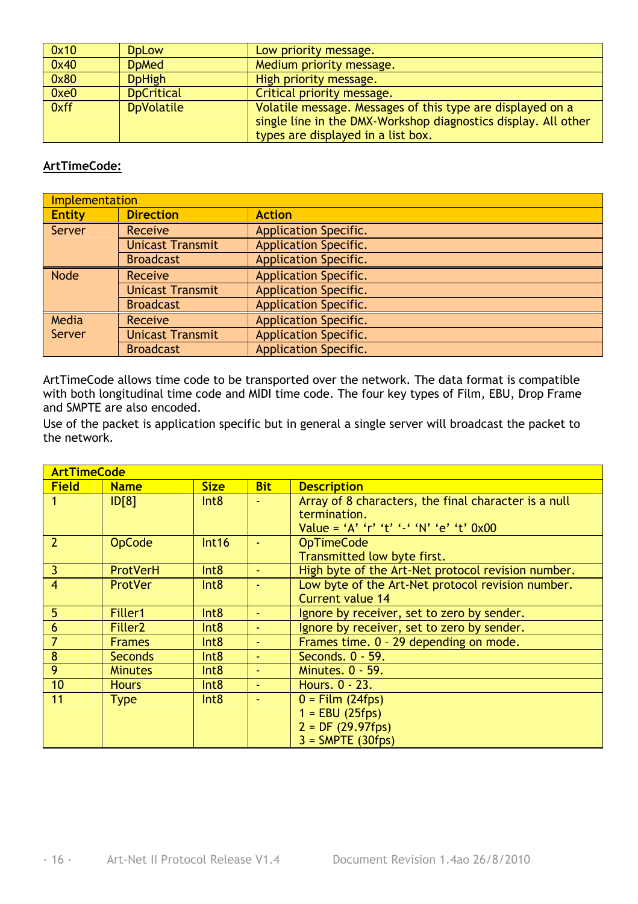| 0x10 | DpLow | Low priority message. |
|---|---|---|
| 0x40 | DpMed | Medium priority message. |
| 0x80 | DpHigh | High priority message. |
| 0xe0 | DpCritical | Critical priority message. |
| 0xff | DpVolatile | Volatile message. Messages of this type are displayed on a single line in the DMX-Workshop diagnostics display. All other types are displayed in a list box. |

**ArtTimeCode:**

| Implementation | | |
|---|---|---|
| **Entity** | **Direction** | **Action** |
| Server | Receive | Application Specific. |
| | Unicast Transmit | Application Specific. |
| | Broadcast | Application Specific. |
| Node | Receive | Application Specific. |
| | Unicast Transmit | Application Specific. |
| | Broadcast | Application Specific. |
| Media Server | Receive | Application Specific. |
| | Unicast Transmit | Application Specific. |
| | Broadcast | Application Specific. |

ArtTimeCode allows time code to be transported over the network. The data format is compatible with both longitudinal time code and MIDI time code. The four key types of Film, EBU, Drop Frame and SMPTE are also encoded.

Use of the packet is application specific but in general a single server will broadcast the packet to the network.

| ArtTimeCode | | | | |
|---|---|---|---|---|
| **Field** | **Name** | **Size** | **Bit** | **Description** |
| 1 | ID[8] | Int8 | - | Array of 8 characters, the final character is a null termination. Value = 'A' 'r' 't' '-' 'N' 'e' 't' 0x00 |
| 2 | OpCode | Int16 | - | OpTimeCode Transmitted low byte first. |
| 3 | ProtVerH | Int8 | - | High byte of the Art-Net protocol revision number. |
| 4 | ProtVer | Int8 | - | Low byte of the Art-Net protocol revision number. Current value 14 |
| 5 | Filler1 | Int8 | - | Ignore by receiver, set to zero by sender. |
| 6 | Filler2 | Int8 | - | Ignore by receiver, set to zero by sender. |
| 7 | Frames | Int8 | - | Frames time. 0 – 29 depending on mode. |
| 8 | Seconds | Int8 | - | Seconds. 0 - 59. |
| 9 | Minutes | Int8 | - | Minutes. 0 - 59. |
| 10 | Hours | Int8 | - | Hours. 0 - 23. |
| 11 | Type | Int8 | - | 0 = Film (24fps)<br>1 = EBU (25fps)<br>2 = DF (29.97fps)<br>3 = SMPTE (30fps) |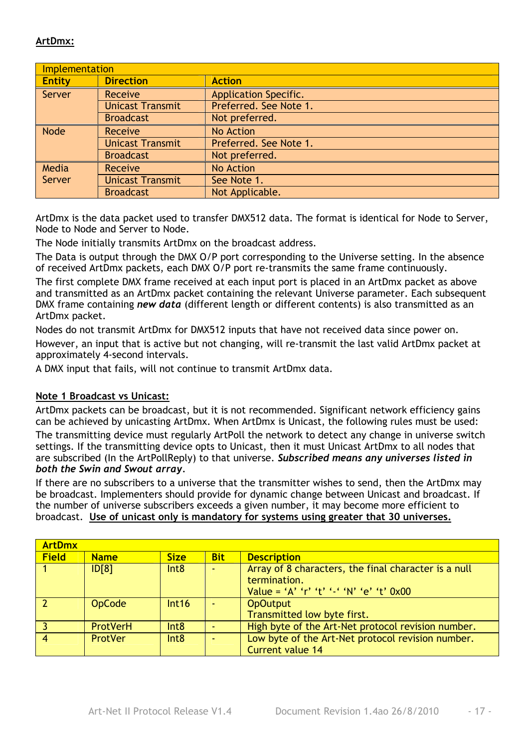## ArtDmx:

| Implementation | | |
|---|---|---|
| **Entity** | **Direction** | **Action** |
| Server | Receive | Application Specific. |
| | Unicast Transmit | Preferred. See Note 1. |
| | Broadcast | Not preferred. |
| Node | Receive | No Action |
| | Unicast Transmit | Preferred. See Note 1. |
| | Broadcast | Not preferred. |
| Media Server | Receive | No Action |
| | Unicast Transmit | See Note 1. |
| | Broadcast | Not Applicable. |

ArtDmx is the data packet used to transfer DMX512 data. The format is identical for Node to Server, Node to Node and Server to Node.

The Node initially transmits ArtDmx on the broadcast address.

The Data is output through the DMX O/P port corresponding to the Universe setting. In the absence of received ArtDmx packets, each DMX O/P port re-transmits the same frame continuously.

The first complete DMX frame received at each input port is placed in an ArtDmx packet as above and transmitted as an ArtDmx packet containing the relevant Universe parameter. Each subsequent DMX frame containing ***new data*** (different length or different contents) is also transmitted as an ArtDmx packet.

Nodes do not transmit ArtDmx for DMX512 inputs that have not received data since power on.

However, an input that is active but not changing, will re-transmit the last valid ArtDmx packet at approximately 4-second intervals.

A DMX input that fails, will not continue to transmit ArtDmx data.

### Note 1 Broadcast vs Unicast:

ArtDmx packets can be broadcast, but it is not recommended. Significant network efficiency gains can be achieved by unicasting ArtDmx. When ArtDmx is Unicast, the following rules must be used:

The transmitting device must regularly ArtPoll the network to detect any change in universe switch settings. If the transmitting device opts to Unicast, then it must Unicast ArtDmx to all nodes that are subscribed (In the ArtPollReply) to that universe. ***Subscribed means any universes listed in both the Swin and Swout array***.

If there are no subscribers to a universe that the transmitter wishes to send, then the ArtDmx may be broadcast. Implementers should provide for dynamic change between Unicast and broadcast. If the number of universe subscribers exceeds a given number, it may become more efficient to broadcast. **Use of unicast only is mandatory for systems using greater that 30 universes.**

| ArtDmx | | | | |
|---|---|---|---|---|
| **Field** | **Name** | **Size** | **Bit** | **Description** |
| 1 | ID[8] | Int8 | - | Array of 8 characters, the final character is a null termination.<br>Value = 'A' 'r' 't' '-' 'N' 'e' 't' 0x00 |
| 2 | OpCode | Int16 | - | OpOutput<br>Transmitted low byte first. |
| 3 | ProtVerH | Int8 | - | High byte of the Art-Net protocol revision number. |
| 4 | ProtVer | Int8 | - | Low byte of the Art-Net protocol revision number.<br>Current value 14 |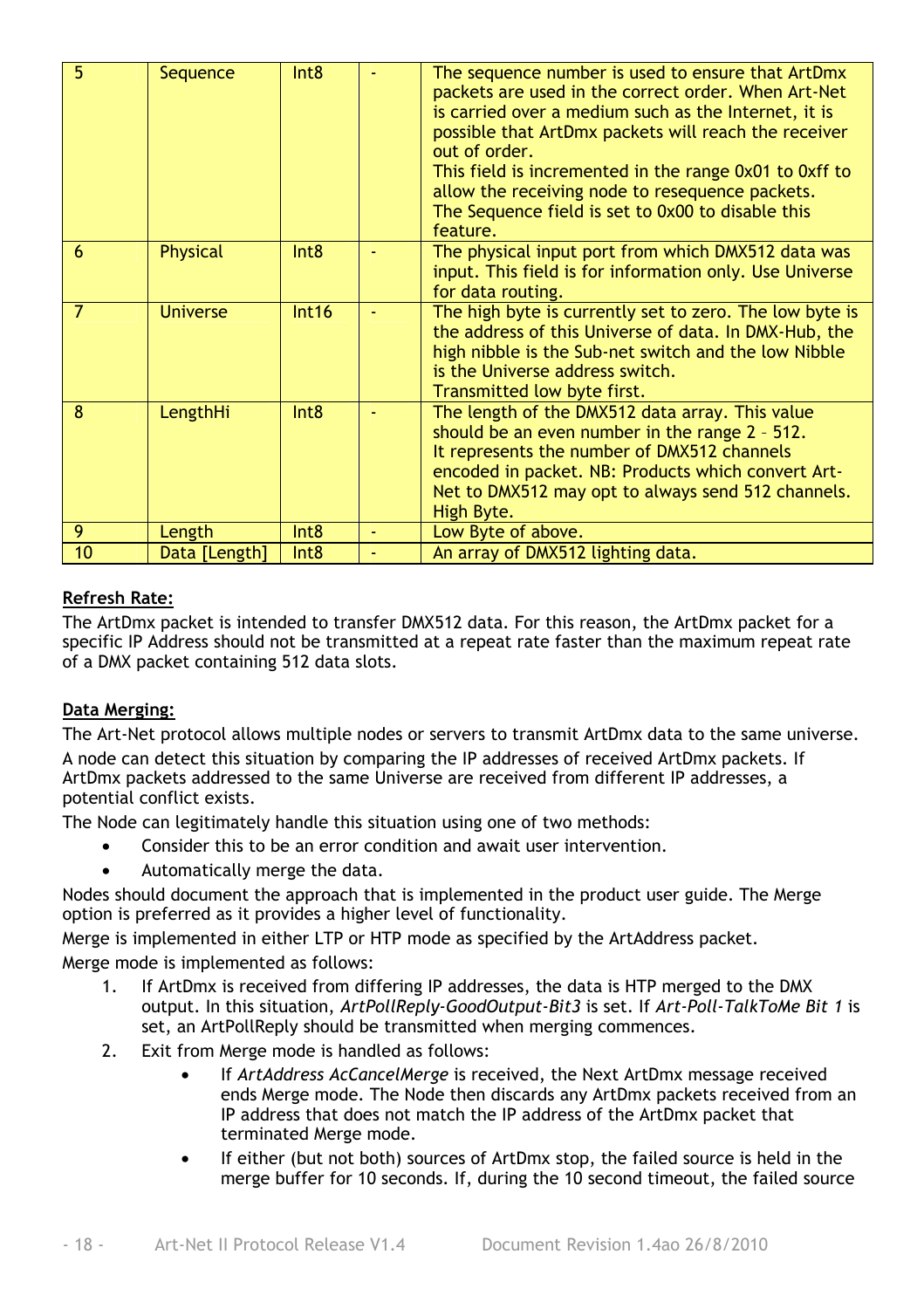| | | | | |
|---|---|---|---|---|
| 5 | Sequence | Int8 | - | The sequence number is used to ensure that ArtDmx packets are used in the correct order. When Art-Net is carried over a medium such as the Internet, it is possible that ArtDmx packets will reach the receiver out of order.<br>This field is incremented in the range 0x01 to 0xff to allow the receiving node to resequence packets.<br>The Sequence field is set to 0x00 to disable this feature. |
| 6 | Physical | Int8 | - | The physical input port from which DMX512 data was input. This field is for information only. Use Universe for data routing. |
| 7 | Universe | Int16 | - | The high byte is currently set to zero. The low byte is the address of this Universe of data. In DMX-Hub, the high nibble is the Sub-net switch and the low Nibble is the Universe address switch.<br>Transmitted low byte first. |
| 8 | LengthHi | Int8 | - | The length of the DMX512 data array. This value should be an even number in the range 2 – 512.<br>It represents the number of DMX512 channels encoded in packet. NB: Products which convert Art-Net to DMX512 may opt to always send 512 channels.<br>High Byte. |
| 9 | Length | Int8 | - | Low Byte of above. |
| 10 | Data [Length] | Int8 | - | An array of DMX512 lighting data. |

**Refresh Rate:**

The ArtDmx packet is intended to transfer DMX512 data. For this reason, the ArtDmx packet for a specific IP Address should not be transmitted at a repeat rate faster than the maximum repeat rate of a DMX packet containing 512 data slots.

**Data Merging:**

The Art-Net protocol allows multiple nodes or servers to transmit ArtDmx data to the same universe.

A node can detect this situation by comparing the IP addresses of received ArtDmx packets. If ArtDmx packets addressed to the same Universe are received from different IP addresses, a potential conflict exists.

The Node can legitimately handle this situation using one of two methods:

- Consider this to be an error condition and await user intervention.
- Automatically merge the data.

Nodes should document the approach that is implemented in the product user guide. The Merge option is preferred as it provides a higher level of functionality.

Merge is implemented in either LTP or HTP mode as specified by the ArtAddress packet.

Merge mode is implemented as follows:

1. If ArtDmx is received from differing IP addresses, the data is HTP merged to the DMX output. In this situation, *ArtPollReply-GoodOutput-Bit3* is set. If *Art-Poll-TalkToMe Bit 1* is set, an ArtPollReply should be transmitted when merging commences.
2. Exit from Merge mode is handled as follows:
   - If *ArtAddress AcCancelMerge* is received, the Next ArtDmx message received ends Merge mode. The Node then discards any ArtDmx packets received from an IP address that does not match the IP address of the ArtDmx packet that terminated Merge mode.
   - If either (but not both) sources of ArtDmx stop, the failed source is held in the merge buffer for 10 seconds. If, during the 10 second timeout, the failed source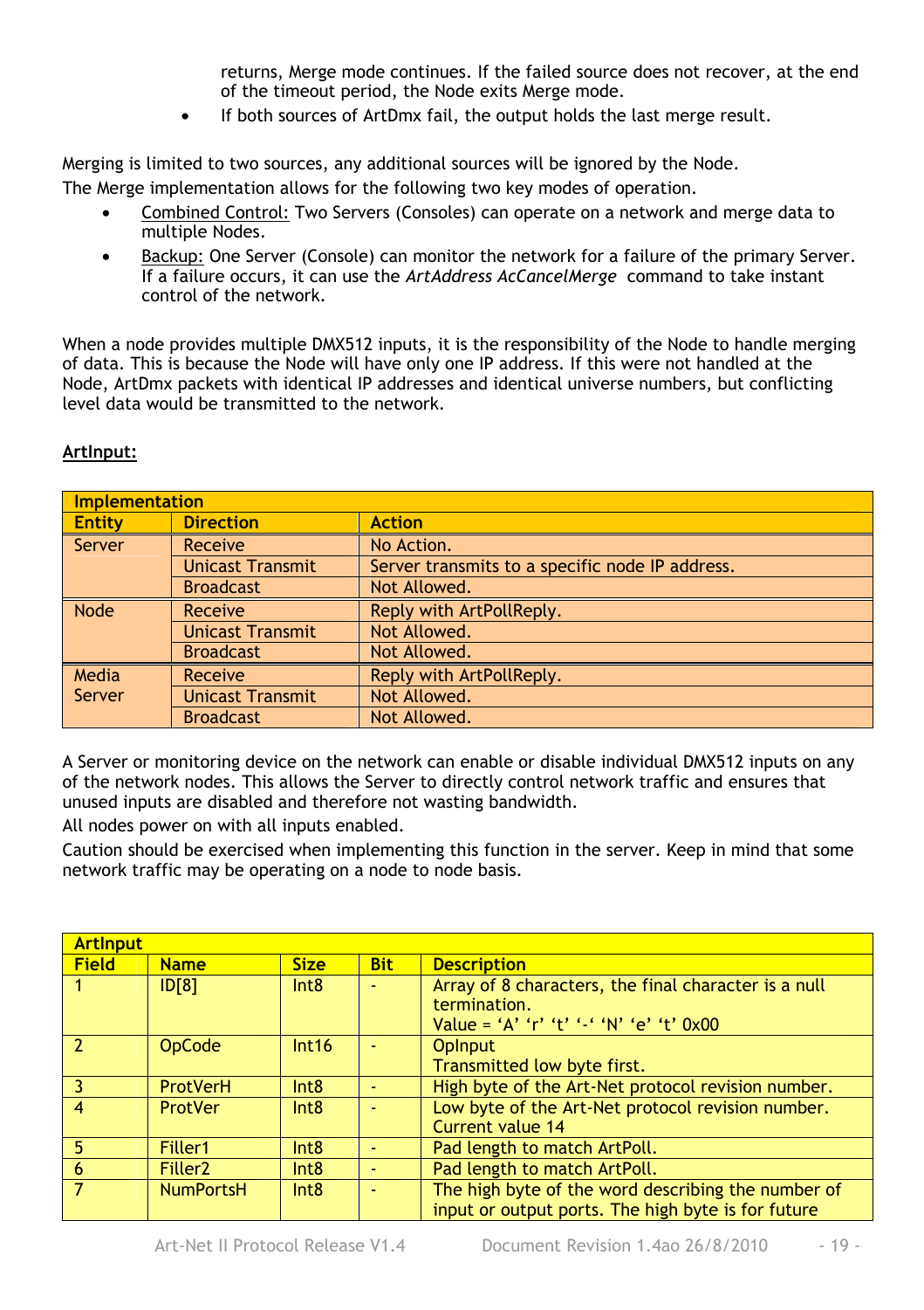returns, Merge mode continues. If the failed source does not recover, at the end of the timeout period, the Node exits Merge mode.

- If both sources of ArtDmx fail, the output holds the last merge result.

Merging is limited to two sources, any additional sources will be ignored by the Node.

The Merge implementation allows for the following two key modes of operation.

- Combined Control: Two Servers (Consoles) can operate on a network and merge data to multiple Nodes.
- Backup: One Server (Console) can monitor the network for a failure of the primary Server. If a failure occurs, it can use the *ArtAddress AcCancelMerge* command to take instant control of the network.

When a node provides multiple DMX512 inputs, it is the responsibility of the Node to handle merging of data. This is because the Node will have only one IP address. If this were not handled at the Node, ArtDmx packets with identical IP addresses and identical universe numbers, but conflicting level data would be transmitted to the network.

## ArtInput:

| Implementation | | |
|---|---|---|
| **Entity** | **Direction** | **Action** |
| Server | Receive | No Action. |
| | Unicast Transmit | Server transmits to a specific node IP address. |
| | Broadcast | Not Allowed. |
| Node | Receive | Reply with ArtPollReply. |
| | Unicast Transmit | Not Allowed. |
| | Broadcast | Not Allowed. |
| Media Server | Receive | Reply with ArtPollReply. |
| | Unicast Transmit | Not Allowed. |
| | Broadcast | Not Allowed. |

A Server or monitoring device on the network can enable or disable individual DMX512 inputs on any of the network nodes. This allows the Server to directly control network traffic and ensures that unused inputs are disabled and therefore not wasting bandwidth.

All nodes power on with all inputs enabled.

Caution should be exercised when implementing this function in the server. Keep in mind that some network traffic may be operating on a node to node basis.

| ArtInput | | | | |
|---|---|---|---|---|
| **Field** | **Name** | **Size** | **Bit** | **Description** |
| 1 | ID[8] | Int8 | - | Array of 8 characters, the final character is a null termination.<br>Value = 'A' 'r' 't' '-' 'N' 'e' 't' 0x00 |
| 2 | OpCode | Int16 | - | OpInput<br>Transmitted low byte first. |
| 3 | ProtVerH | Int8 | - | High byte of the Art-Net protocol revision number. |
| 4 | ProtVer | Int8 | - | Low byte of the Art-Net protocol revision number. Current value 14 |
| 5 | Filler1 | Int8 | - | Pad length to match ArtPoll. |
| 6 | Filler2 | Int8 | - | Pad length to match ArtPoll. |
| 7 | NumPortsH | Int8 | - | The high byte of the word describing the number of input or output ports. The high byte is for future |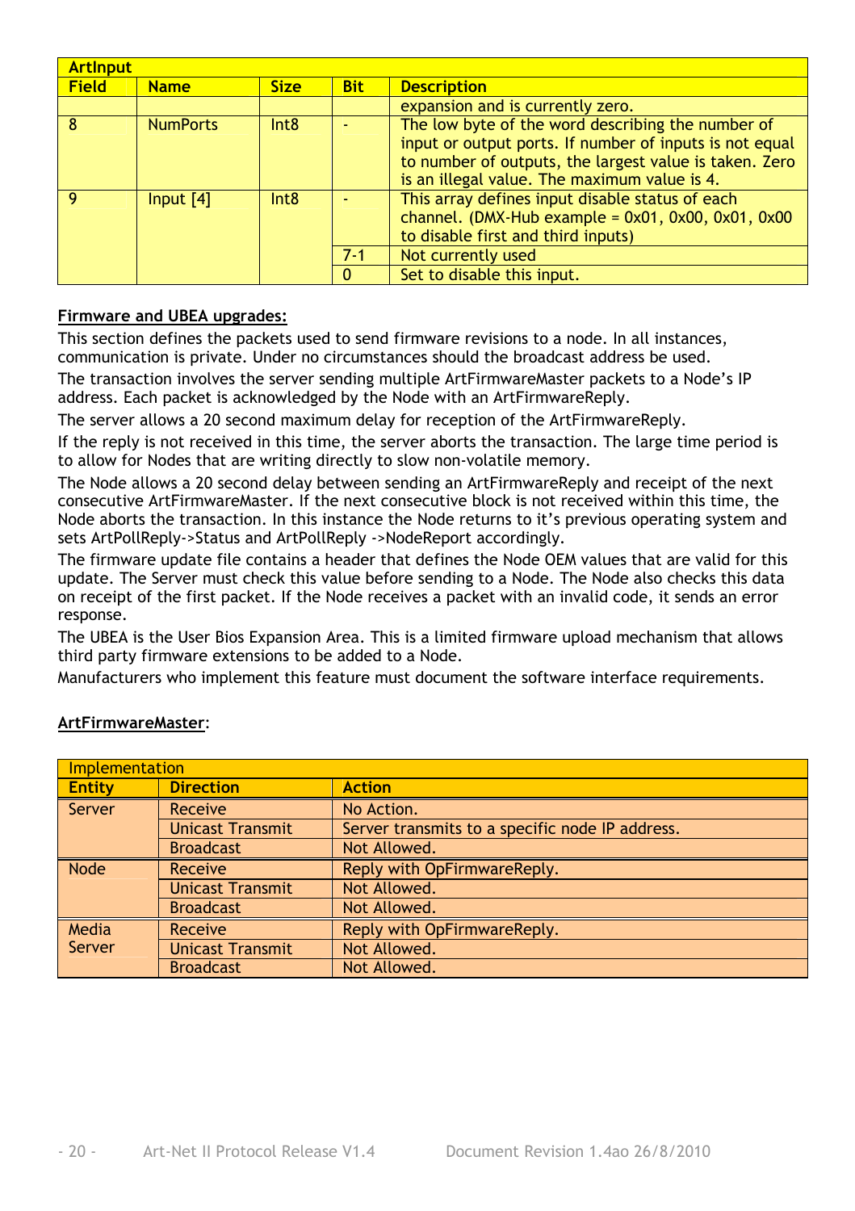| ArtInput | | | | |
|---|---|---|---|---|
| **Field** | **Name** | **Size** | **Bit** | **Description** |
| | | | | expansion and is currently zero. |
| 8 | NumPorts | Int8 | - | The low byte of the word describing the number of input or output ports. If number of inputs is not equal to number of outputs, the largest value is taken. Zero is an illegal value. The maximum value is 4. |
| 9 | Input [4] | Int8 | - | This array defines input disable status of each channel. (DMX-Hub example = 0x01, 0x00, 0x01, 0x00 to disable first and third inputs) |
| | | | 7-1 | Not currently used |
| | | | 0 | Set to disable this input. |

**Firmware and UBEA upgrades:**

This section defines the packets used to send firmware revisions to a node. In all instances, communication is private. Under no circumstances should the broadcast address be used.

The transaction involves the server sending multiple ArtFirmwareMaster packets to a Node's IP address. Each packet is acknowledged by the Node with an ArtFirmwareReply.

The server allows a 20 second maximum delay for reception of the ArtFirmwareReply.

If the reply is not received in this time, the server aborts the transaction. The large time period is to allow for Nodes that are writing directly to slow non-volatile memory.

The Node allows a 20 second delay between sending an ArtFirmwareReply and receipt of the next consecutive ArtFirmwareMaster. If the next consecutive block is not received within this time, the Node aborts the transaction. In this instance the Node returns to it's previous operating system and sets ArtPollReply->Status and ArtPollReply ->NodeReport accordingly.

The firmware update file contains a header that defines the Node OEM values that are valid for this update. The Server must check this value before sending to a Node. The Node also checks this data on receipt of the first packet. If the Node receives a packet with an invalid code, it sends an error response.

The UBEA is the User Bios Expansion Area. This is a limited firmware upload mechanism that allows third party firmware extensions to be added to a Node.

Manufacturers who implement this feature must document the software interface requirements.

**ArtFirmwareMaster**:

| Implementation | | |
|---|---|---|
| **Entity** | **Direction** | **Action** |
| Server | Receive | No Action. |
| | Unicast Transmit | Server transmits to a specific node IP address. |
| | Broadcast | Not Allowed. |
| Node | Receive | Reply with OpFirmwareReply. |
| | Unicast Transmit | Not Allowed. |
| | Broadcast | Not Allowed. |
| Media Server | Receive | Reply with OpFirmwareReply. |
| | Unicast Transmit | Not Allowed. |
| | Broadcast | Not Allowed. |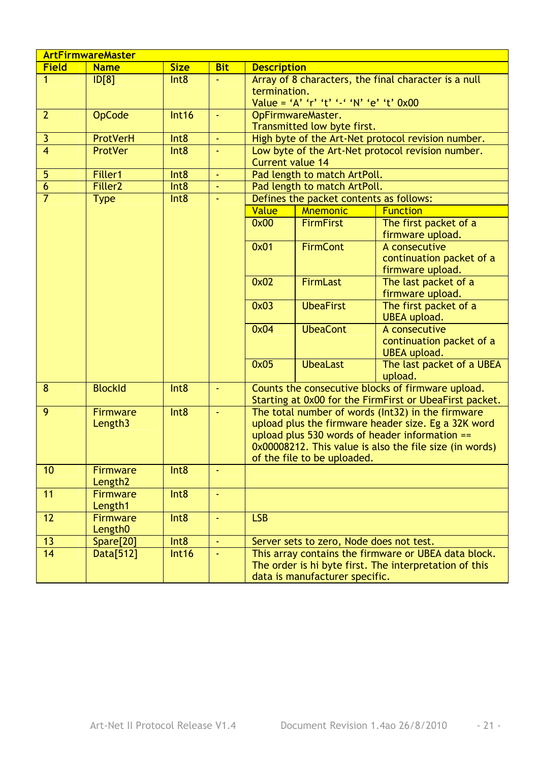| ArtFirmwareMaster | | | | |
|---|---|---|---|---|
| **Field** | **Name** | **Size** | **Bit** | **Description** |
| 1 | ID[8] | Int8 | - | Array of 8 characters, the final character is a null termination.<br>Value = ‘A’ ‘r’ ‘t’ ‘-‘ ‘N’ ‘e’ ‘t’ 0x00 |
| 2 | OpCode | Int16 | - | OpFirmwareMaster.<br>Transmitted low byte first. |
| 3 | ProtVerH | Int8 | - | High byte of the Art-Net protocol revision number. |
| 4 | ProtVer | Int8 | - | Low byte of the Art-Net protocol revision number. Current value 14 |
| 5 | Filler1 | Int8 | - | Pad length to match ArtPoll. |
| 6 | Filler2 | Int8 | - | Pad length to match ArtPoll. |
| 7 | Type | Int8 | - | Defines the packet contents as follows:<br>**Value** / **Mnemonic** / **Function**<br>0x00 / FirmFirst / The first packet of a firmware upload.<br>0x01 / FirmCont / A consecutive continuation packet of a firmware upload.<br>0x02 / FirmLast / The last packet of a firmware upload.<br>0x03 / UbeaFirst / The first packet of a UBEA upload.<br>0x04 / UbeaCont / A consecutive continuation packet of a UBEA upload.<br>0x05 / UbeaLast / The last packet of a UBEA upload. |
| 8 | BlockId | Int8 | - | Counts the consecutive blocks of firmware upload. Starting at 0x00 for the FirmFirst or UbeaFirst packet. |
| 9 | Firmware Length3 | Int8 | - | The total number of words (Int32) in the firmware upload plus the firmware header size. Eg a 32K word upload plus 530 words of header information == 0x00008212. This value is also the file size (in words) of the file to be uploaded. |
| 10 | Firmware Length2 | Int8 | - | |
| 11 | Firmware Length1 | Int8 | - | |
| 12 | Firmware Length0 | Int8 | - | LSB |
| 13 | Spare[20] | Int8 | - | Server sets to zero, Node does not test. |
| 14 | Data[512] | Int16 | - | This array contains the firmware or UBEA data block. The order is hi byte first. The interpretation of this data is manufacturer specific. |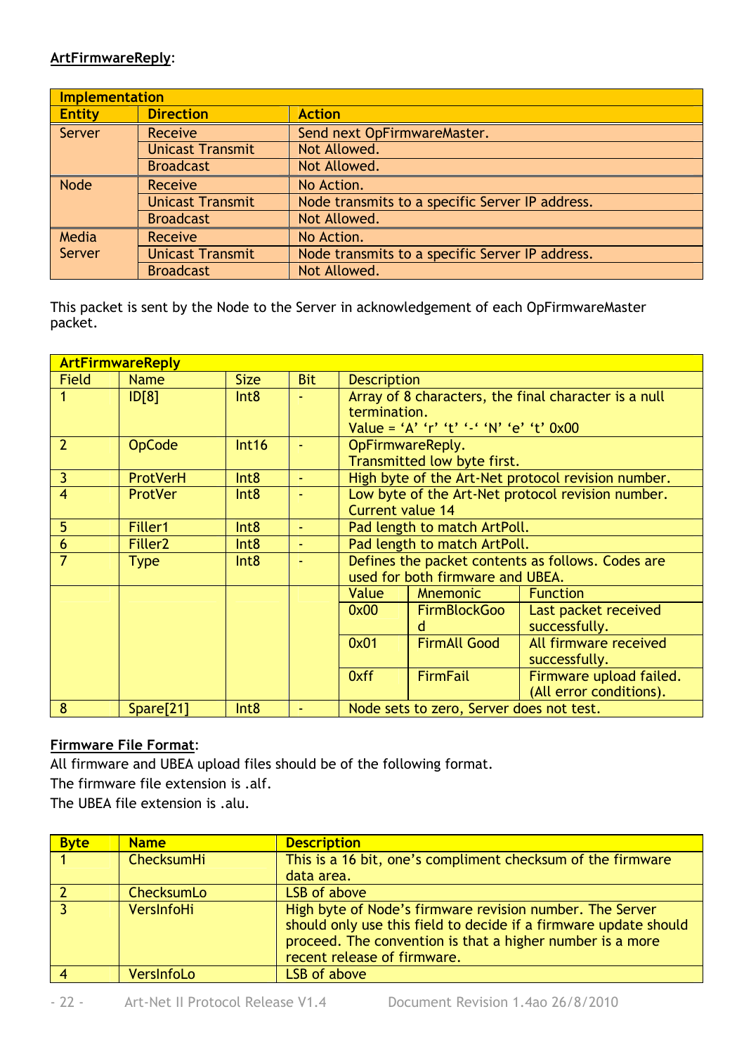**ArtFirmwareReply**:

| Implementation | | |
|---|---|---|
| **Entity** | **Direction** | **Action** |
| Server | Receive | Send next OpFirmwareMaster. |
| | Unicast Transmit | Not Allowed. |
| | Broadcast | Not Allowed. |
| Node | Receive | No Action. |
| | Unicast Transmit | Node transmits to a specific Server IP address. |
| | Broadcast | Not Allowed. |
| Media Server | Receive | No Action. |
| | Unicast Transmit | Node transmits to a specific Server IP address. |
| | Broadcast | Not Allowed. |

This packet is sent by the Node to the Server in acknowledgement of each OpFirmwareMaster packet.

| ArtFirmwareReply | | | | | | |
|---|---|---|---|---|---|---|
| Field | Name | Size | Bit | Description | | |
| 1 | ID[8] | Int8 | - | Array of 8 characters, the final character is a null termination. Value = ‘A’ ‘r’ ‘t’ ‘-‘ ‘N’ ‘e’ ‘t’ 0x00 | | |
| 2 | OpCode | Int16 | - | OpFirmwareReply. Transmitted low byte first. | | |
| 3 | ProtVerH | Int8 | - | High byte of the Art-Net protocol revision number. | | |
| 4 | ProtVer | Int8 | - | Low byte of the Art-Net protocol revision number. Current value 14 | | |
| 5 | Filler1 | Int8 | - | Pad length to match ArtPoll. | | |
| 6 | Filler2 | Int8 | - | Pad length to match ArtPoll. | | |
| 7 | Type | Int8 | - | Defines the packet contents as follows. Codes are used for both firmware and UBEA. | | |
| | | | | Value | Mnemonic | Function |
| | | | | 0x00 | FirmBlockGood | Last packet received successfully. |
| | | | | 0x01 | FirmAll Good | All firmware received successfully. |
| | | | | 0xff | FirmFail | Firmware upload failed. (All error conditions). |
| 8 | Spare[21] | Int8 | - | Node sets to zero, Server does not test. | | |

**Firmware File Format**:

All firmware and UBEA upload files should be of the following format.

The firmware file extension is .alf.

The UBEA file extension is .alu.

| Byte | Name | Description |
|---|---|---|
| 1 | ChecksumHi | This is a 16 bit, one’s compliment checksum of the firmware data area. |
| 2 | ChecksumLo | LSB of above |
| 3 | VersInfoHi | High byte of Node’s firmware revision number. The Server should only use this field to decide if a firmware update should proceed. The convention is that a higher number is a more recent release of firmware. |
| 4 | VersInfoLo | LSB of above |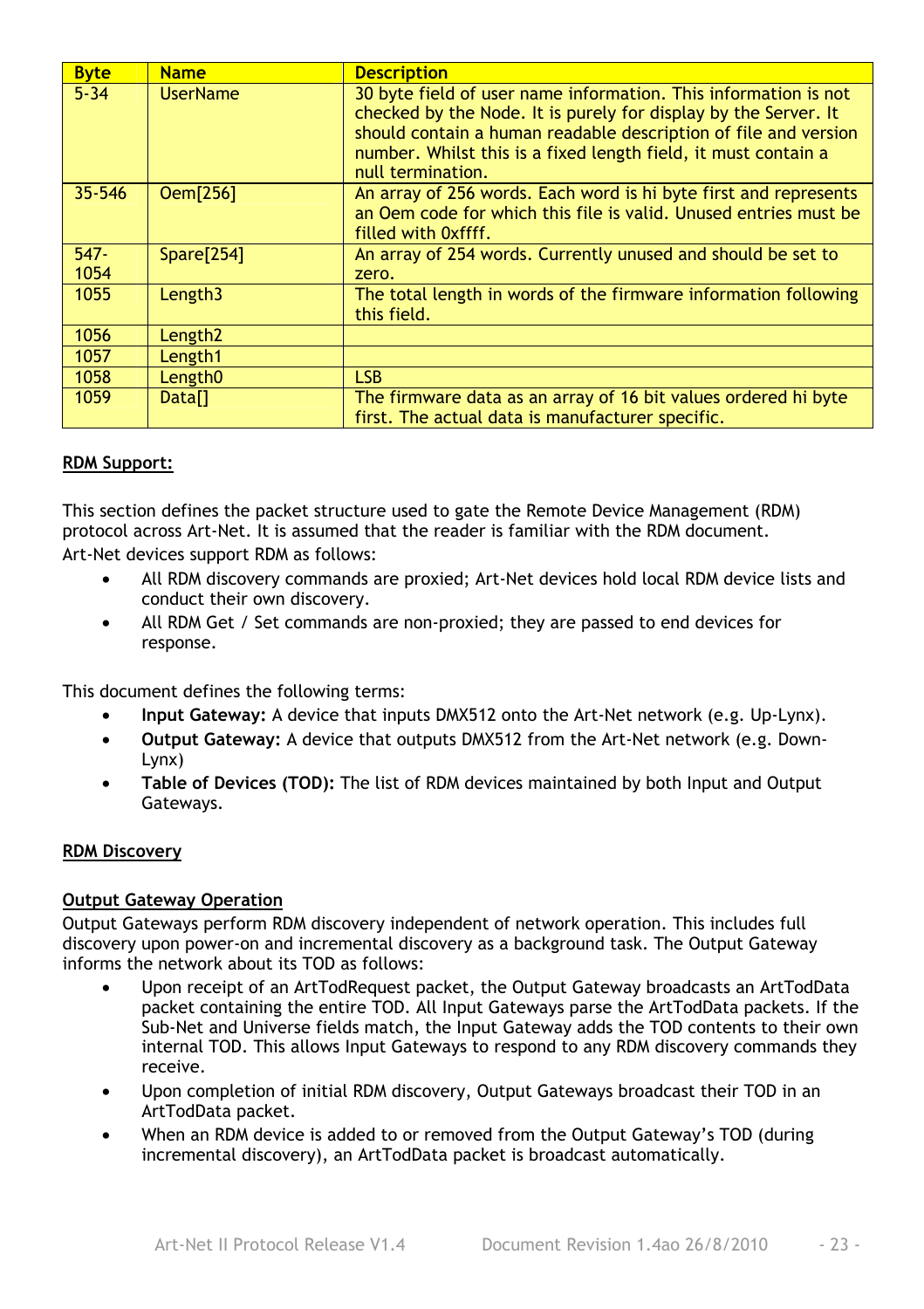| Byte | Name | Description |
| --- | --- | --- |
| 5-34 | UserName | 30 byte field of user name information. This information is not checked by the Node. It is purely for display by the Server. It should contain a human readable description of file and version number. Whilst this is a fixed length field, it must contain a null termination. |
| 35-546 | Oem[256] | An array of 256 words. Each word is hi byte first and represents an Oem code for which this file is valid. Unused entries must be filled with 0xffff. |
| 547-1054 | Spare[254] | An array of 254 words. Currently unused and should be set to zero. |
| 1055 | Length3 | The total length in words of the firmware information following this field. |
| 1056 | Length2 | |
| 1057 | Length1 | |
| 1058 | Length0 | LSB |
| 1059 | Data[] | The firmware data as an array of 16 bit values ordered hi byte first. The actual data is manufacturer specific. |

## RDM Support:

This section defines the packet structure used to gate the Remote Device Management (RDM) protocol across Art-Net. It is assumed that the reader is familiar with the RDM document.
Art-Net devices support RDM as follows:

- All RDM discovery commands are proxied; Art-Net devices hold local RDM device lists and conduct their own discovery.
- All RDM Get / Set commands are non-proxied; they are passed to end devices for response.

This document defines the following terms:

- **Input Gateway:** A device that inputs DMX512 onto the Art-Net network (e.g. Up-Lynx).
- **Output Gateway:** A device that outputs DMX512 from the Art-Net network (e.g. Down-Lynx)
- **Table of Devices (TOD):** The list of RDM devices maintained by both Input and Output Gateways.

## RDM Discovery

### Output Gateway Operation

Output Gateways perform RDM discovery independent of network operation. This includes full discovery upon power-on and incremental discovery as a background task. The Output Gateway informs the network about its TOD as follows:

- Upon receipt of an ArtTodRequest packet, the Output Gateway broadcasts an ArtTodData packet containing the entire TOD. All Input Gateways parse the ArtTodData packets. If the Sub-Net and Universe fields match, the Input Gateway adds the TOD contents to their own internal TOD. This allows Input Gateways to respond to any RDM discovery commands they receive.
- Upon completion of initial RDM discovery, Output Gateways broadcast their TOD in an ArtTodData packet.
- When an RDM device is added to or removed from the Output Gateway's TOD (during incremental discovery), an ArtTodData packet is broadcast automatically.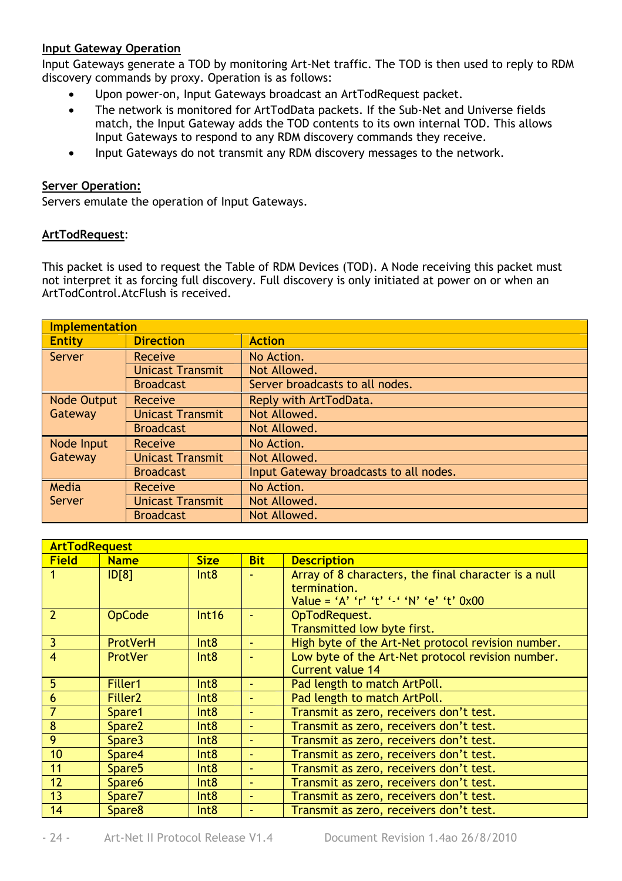**Input Gateway Operation**

Input Gateways generate a TOD by monitoring Art-Net traffic. The TOD is then used to reply to RDM discovery commands by proxy. Operation is as follows:

- Upon power-on, Input Gateways broadcast an ArtTodRequest packet.
- The network is monitored for ArtTodData packets. If the Sub-Net and Universe fields match, the Input Gateway adds the TOD contents to its own internal TOD. This allows Input Gateways to respond to any RDM discovery commands they receive.
- Input Gateways do not transmit any RDM discovery messages to the network.

**Server Operation:**

Servers emulate the operation of Input Gateways.

**ArtTodRequest**:

This packet is used to request the Table of RDM Devices (TOD). A Node receiving this packet must not interpret it as forcing full discovery. Full discovery is only initiated at power on or when an ArtTodControl.AtcFlush is received.

| Implementation | | |
|---|---|---|
| **Entity** | **Direction** | **Action** |
| Server | Receive | No Action. |
| | Unicast Transmit | Not Allowed. |
| | Broadcast | Server broadcasts to all nodes. |
| Node Output Gateway | Receive | Reply with ArtTodData. |
| | Unicast Transmit | Not Allowed. |
| | Broadcast | Not Allowed. |
| Node Input Gateway | Receive | No Action. |
| | Unicast Transmit | Not Allowed. |
| | Broadcast | Input Gateway broadcasts to all nodes. |
| Media Server | Receive | No Action. |
| | Unicast Transmit | Not Allowed. |
| | Broadcast | Not Allowed. |

| ArtTodRequest | | | | |
|---|---|---|---|---|
| **Field** | **Name** | **Size** | **Bit** | **Description** |
| 1 | ID[8] | Int8 | - | Array of 8 characters, the final character is a null termination. Value = ‘A’ ‘r’ ‘t’ ‘-‘ ‘N’ ‘e’ ‘t’ 0x00 |
| 2 | OpCode | Int16 | - | OpTodRequest. Transmitted low byte first. |
| 3 | ProtVerH | Int8 | - | High byte of the Art-Net protocol revision number. |
| 4 | ProtVer | Int8 | - | Low byte of the Art-Net protocol revision number. Current value 14 |
| 5 | Filler1 | Int8 | - | Pad length to match ArtPoll. |
| 6 | Filler2 | Int8 | - | Pad length to match ArtPoll. |
| 7 | Spare1 | Int8 | - | Transmit as zero, receivers don’t test. |
| 8 | Spare2 | Int8 | - | Transmit as zero, receivers don’t test. |
| 9 | Spare3 | Int8 | - | Transmit as zero, receivers don’t test. |
| 10 | Spare4 | Int8 | - | Transmit as zero, receivers don’t test. |
| 11 | Spare5 | Int8 | - | Transmit as zero, receivers don’t test. |
| 12 | Spare6 | Int8 | - | Transmit as zero, receivers don’t test. |
| 13 | Spare7 | Int8 | - | Transmit as zero, receivers don’t test. |
| 14 | Spare8 | Int8 | - | Transmit as zero, receivers don’t test. |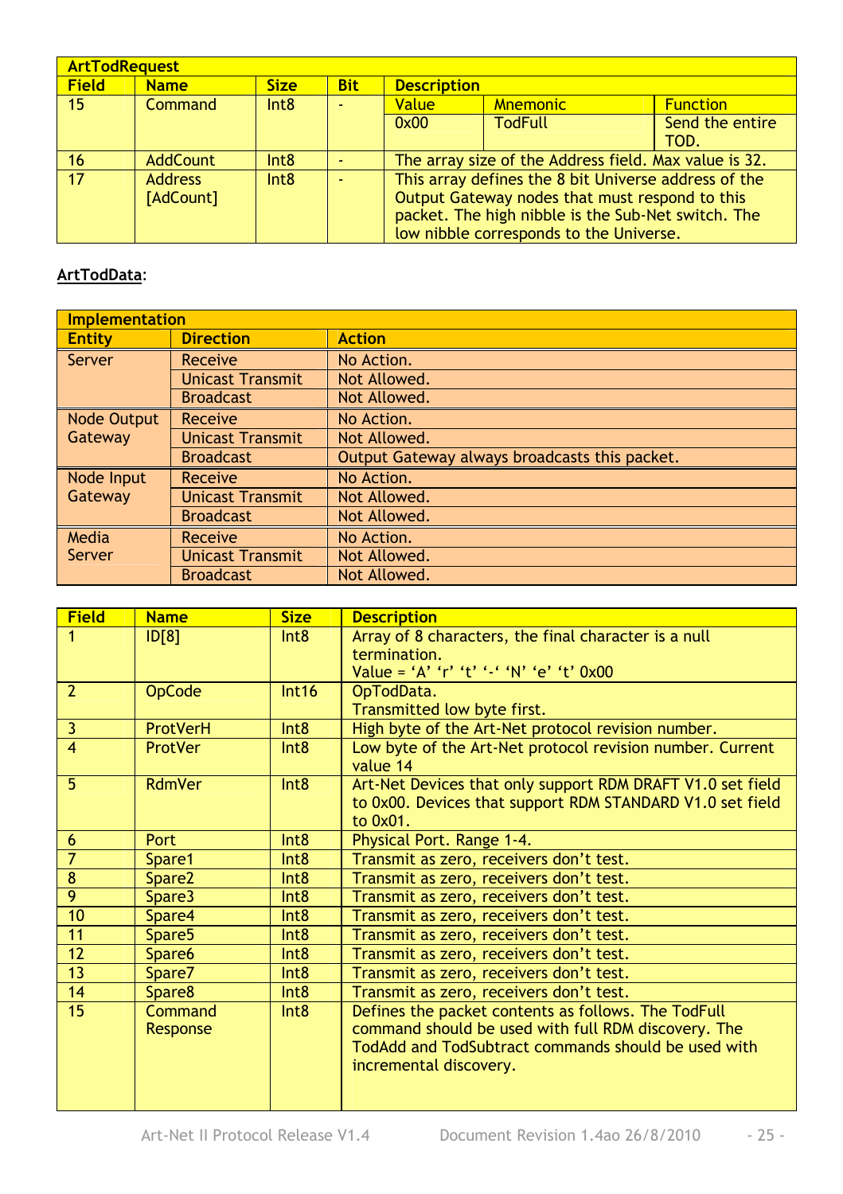| ArtTodRequest | | | | | | |
|---|---|---|---|---|---|---|
| **Field** | **Name** | **Size** | **Bit** | **Description** | | |
| 15 | Command | Int8 | - | Value | Mnemonic | Function |
| | | | | 0x00 | TodFull | Send the entire TOD. |
| 16 | AddCount | Int8 | - | The array size of the Address field. Max value is 32. | | |
| 17 | Address [AdCount] | Int8 | - | This array defines the 8 bit Universe address of the Output Gateway nodes that must respond to this packet. The high nibble is the Sub-Net switch. The low nibble corresponds to the Universe. | | |

**ArtTodData**:

| Implementation | | |
|---|---|---|
| **Entity** | **Direction** | **Action** |
| Server | Receive | No Action. |
| | Unicast Transmit | Not Allowed. |
| | Broadcast | Not Allowed. |
| Node Output Gateway | Receive | No Action. |
| | Unicast Transmit | Not Allowed. |
| | Broadcast | Output Gateway always broadcasts this packet. |
| Node Input Gateway | Receive | No Action. |
| | Unicast Transmit | Not Allowed. |
| | Broadcast | Not Allowed. |
| Media Server | Receive | No Action. |
| | Unicast Transmit | Not Allowed. |
| | Broadcast | Not Allowed. |

| Field | Name | Size | Description |
|---|---|---|---|
| 1 | ID[8] | Int8 | Array of 8 characters, the final character is a null termination. Value = 'A' 'r' 't' '-' 'N' 'e' 't' 0x00 |
| 2 | OpCode | Int16 | OpTodData. Transmitted low byte first. |
| 3 | ProtVerH | Int8 | High byte of the Art-Net protocol revision number. |
| 4 | ProtVer | Int8 | Low byte of the Art-Net protocol revision number. Current value 14 |
| 5 | RdmVer | Int8 | Art-Net Devices that only support RDM DRAFT V1.0 set field to 0x00. Devices that support RDM STANDARD V1.0 set field to 0x01. |
| 6 | Port | Int8 | Physical Port. Range 1-4. |
| 7 | Spare1 | Int8 | Transmit as zero, receivers don't test. |
| 8 | Spare2 | Int8 | Transmit as zero, receivers don't test. |
| 9 | Spare3 | Int8 | Transmit as zero, receivers don't test. |
| 10 | Spare4 | Int8 | Transmit as zero, receivers don't test. |
| 11 | Spare5 | Int8 | Transmit as zero, receivers don't test. |
| 12 | Spare6 | Int8 | Transmit as zero, receivers don't test. |
| 13 | Spare7 | Int8 | Transmit as zero, receivers don't test. |
| 14 | Spare8 | Int8 | Transmit as zero, receivers don't test. |
| 15 | Command Response | Int8 | Defines the packet contents as follows. The TodFull command should be used with full RDM discovery. The TodAdd and TodSubtract commands should be used with incremental discovery. |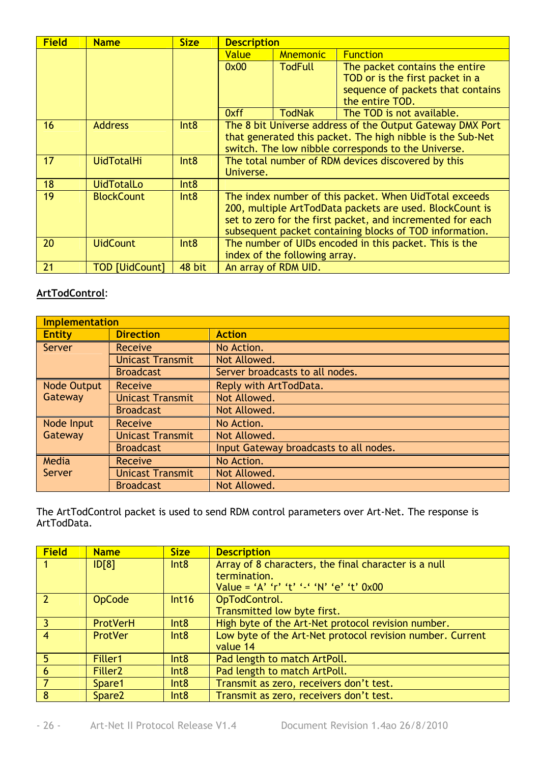| Field | Name | Size | Description | | |
|---|---|---|---|---|---|
| | | | Value | Mnemonic | Function |
| | | | 0x00 | TodFull | The packet contains the entire TOD or is the first packet in a sequence of packets that contains the entire TOD. |
| | | | 0xff | TodNak | The TOD is not available. |
| 16 | Address | Int8 | The 8 bit Universe address of the Output Gateway DMX Port that generated this packet. The high nibble is the Sub-Net switch. The low nibble corresponds to the Universe. | | |
| 17 | UidTotalHi | Int8 | The total number of RDM devices discovered by this Universe. | | |
| 18 | UidTotalLo | Int8 | | | |
| 19 | BlockCount | Int8 | The index number of this packet. When UidTotal exceeds 200, multiple ArtTodData packets are used. BlockCount is set to zero for the first packet, and incremented for each subsequent packet containing blocks of TOD information. | | |
| 20 | UidCount | Int8 | The number of UIDs encoded in this packet. This is the index of the following array. | | |
| 21 | TOD [UidCount] | 48 bit | An array of RDM UID. | | |

**ArtTodControl**:

| Implementation | | |
|---|---|---|
| **Entity** | **Direction** | **Action** |
| Server | Receive | No Action. |
| | Unicast Transmit | Not Allowed. |
| | Broadcast | Server broadcasts to all nodes. |
| Node Output Gateway | Receive | Reply with ArtTodData. |
| | Unicast Transmit | Not Allowed. |
| | Broadcast | Not Allowed. |
| Node Input Gateway | Receive | No Action. |
| | Unicast Transmit | Not Allowed. |
| | Broadcast | Input Gateway broadcasts to all nodes. |
| Media Server | Receive | No Action. |
| | Unicast Transmit | Not Allowed. |
| | Broadcast | Not Allowed. |

The ArtTodControl packet is used to send RDM control parameters over Art-Net. The response is ArtTodData.

| Field | Name | Size | Description |
|---|---|---|---|
| 1 | ID[8] | Int8 | Array of 8 characters, the final character is a null termination. Value = ‘A’ ‘r’ ‘t’ ‘-‘ ‘N’ ‘e’ ‘t’ 0x00 |
| 2 | OpCode | Int16 | OpTodControl. Transmitted low byte first. |
| 3 | ProtVerH | Int8 | High byte of the Art-Net protocol revision number. |
| 4 | ProtVer | Int8 | Low byte of the Art-Net protocol revision number. Current value 14 |
| 5 | Filler1 | Int8 | Pad length to match ArtPoll. |
| 6 | Filler2 | Int8 | Pad length to match ArtPoll. |
| 7 | Spare1 | Int8 | Transmit as zero, receivers don’t test. |
| 8 | Spare2 | Int8 | Transmit as zero, receivers don’t test. |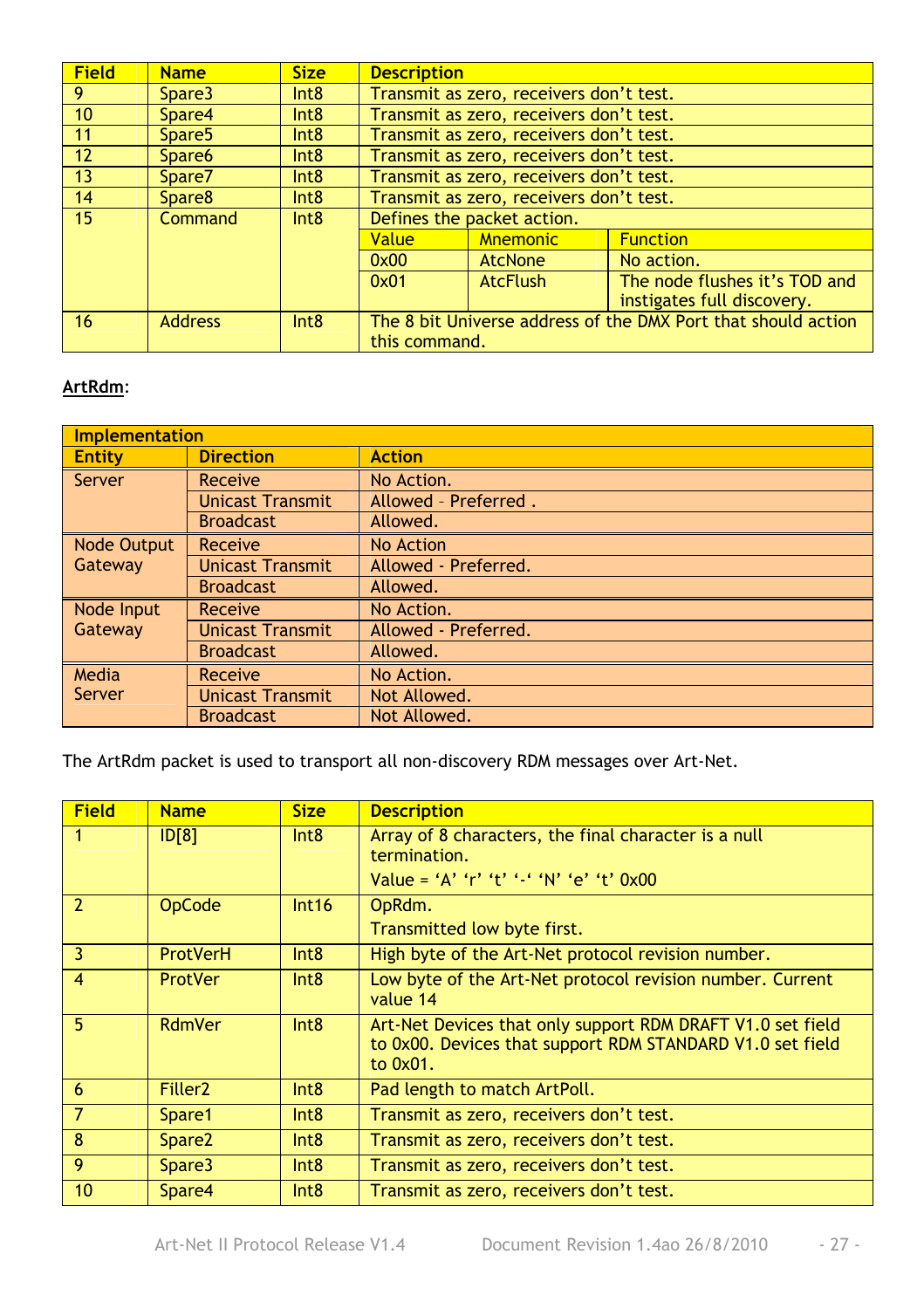| Field | Name | Size | Description | | |
|---|---|---|---|---|---|
| 9 | Spare3 | Int8 | Transmit as zero, receivers don't test. | | |
| 10 | Spare4 | Int8 | Transmit as zero, receivers don't test. | | |
| 11 | Spare5 | Int8 | Transmit as zero, receivers don't test. | | |
| 12 | Spare6 | Int8 | Transmit as zero, receivers don't test. | | |
| 13 | Spare7 | Int8 | Transmit as zero, receivers don't test. | | |
| 14 | Spare8 | Int8 | Transmit as zero, receivers don't test. | | |
| 15 | Command | Int8 | Defines the packet action. | | |
| | | | Value | Mnemonic | Function |
| | | | 0x00 | AtcNone | No action. |
| | | | 0x01 | AtcFlush | The node flushes it's TOD and instigates full discovery. |
| 16 | Address | Int8 | The 8 bit Universe address of the DMX Port that should action this command. | | |

<u>**ArtRdm**</u>:

| Implementation | | |
|---|---|---|
| **Entity** | **Direction** | **Action** |
| Server | Receive | No Action. |
| | Unicast Transmit | Allowed – Preferred . |
| | Broadcast | Allowed. |
| Node Output Gateway | Receive | No Action |
| | Unicast Transmit | Allowed - Preferred. |
| | Broadcast | Allowed. |
| Node Input Gateway | Receive | No Action. |
| | Unicast Transmit | Allowed - Preferred. |
| | Broadcast | Allowed. |
| Media Server | Receive | No Action. |
| | Unicast Transmit | Not Allowed. |
| | Broadcast | Not Allowed. |

The ArtRdm packet is used to transport all non-discovery RDM messages over Art-Net.

| Field | Name | Size | Description |
|---|---|---|---|
| 1 | ID[8] | Int8 | Array of 8 characters, the final character is a null termination.<br>Value = 'A' 'r' 't' '-' 'N' 'e' 't' 0x00 |
| 2 | OpCode | Int16 | OpRdm.<br>Transmitted low byte first. |
| 3 | ProtVerH | Int8 | High byte of the Art-Net protocol revision number. |
| 4 | ProtVer | Int8 | Low byte of the Art-Net protocol revision number. Current value 14 |
| 5 | RdmVer | Int8 | Art-Net Devices that only support RDM DRAFT V1.0 set field to 0x00. Devices that support RDM STANDARD V1.0 set field to 0x01. |
| 6 | Filler2 | Int8 | Pad length to match ArtPoll. |
| 7 | Spare1 | Int8 | Transmit as zero, receivers don't test. |
| 8 | Spare2 | Int8 | Transmit as zero, receivers don't test. |
| 9 | Spare3 | Int8 | Transmit as zero, receivers don't test. |
| 10 | Spare4 | Int8 | Transmit as zero, receivers don't test. |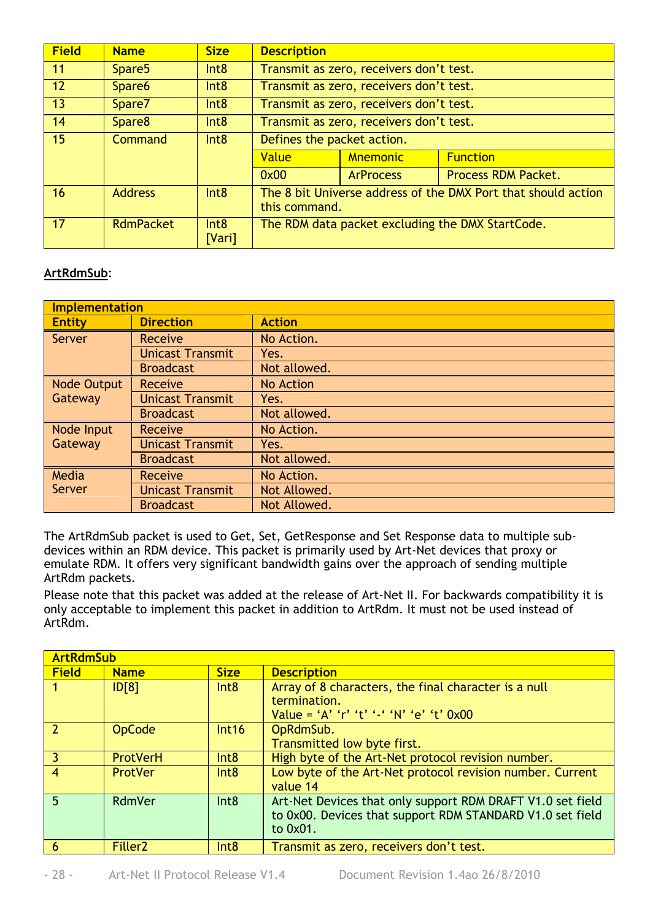| Field | Name | Size | Description | | |
|---|---|---|---|---|---|
| 11 | Spare5 | Int8 | Transmit as zero, receivers don't test. | | |
| 12 | Spare6 | Int8 | Transmit as zero, receivers don't test. | | |
| 13 | Spare7 | Int8 | Transmit as zero, receivers don't test. | | |
| 14 | Spare8 | Int8 | Transmit as zero, receivers don't test. | | |
| 15 | Command | Int8 | Defines the packet action. | | |
| | | | Value | Mnemonic | Function |
| | | | 0x00 | ArProcess | Process RDM Packet. |
| 16 | Address | Int8 | The 8 bit Universe address of the DMX Port that should action this command. | | |
| 17 | RdmPacket | Int8 [Vari] | The RDM data packet excluding the DMX StartCode. | | |

**ArtRdmSub**:

| Implementation | | |
|---|---|---|
| **Entity** | **Direction** | **Action** |
| Server | Receive | No Action. |
| | Unicast Transmit | Yes. |
| | Broadcast | Not allowed. |
| Node Output Gateway | Receive | No Action |
| | Unicast Transmit | Yes. |
| | Broadcast | Not allowed. |
| Node Input Gateway | Receive | No Action. |
| | Unicast Transmit | Yes. |
| | Broadcast | Not allowed. |
| Media Server | Receive | No Action. |
| | Unicast Transmit | Not Allowed. |
| | Broadcast | Not Allowed. |

The ArtRdmSub packet is used to Get, Set, GetResponse and Set Response data to multiple sub-devices within an RDM device. This packet is primarily used by Art-Net devices that proxy or emulate RDM. It offers very significant bandwidth gains over the approach of sending multiple ArtRdm packets.

Please note that this packet was added at the release of Art-Net II. For backwards compatibility it is only acceptable to implement this packet in addition to ArtRdm. It must not be used instead of ArtRdm.

| ArtRdmSub | | | |
|---|---|---|---|
| **Field** | **Name** | **Size** | **Description** |
| 1 | ID[8] | Int8 | Array of 8 characters, the final character is a null termination. Value = 'A' 'r' 't' '-' 'N' 'e' 't' 0x00 |
| 2 | OpCode | Int16 | OpRdmSub. Transmitted low byte first. |
| 3 | ProtVerH | Int8 | High byte of the Art-Net protocol revision number. |
| 4 | ProtVer | Int8 | Low byte of the Art-Net protocol revision number. Current value 14 |
| 5 | RdmVer | Int8 | Art-Net Devices that only support RDM DRAFT V1.0 set field to 0x00. Devices that support RDM STANDARD V1.0 set field to 0x01. |
| 6 | Filler2 | Int8 | Transmit as zero, receivers don't test. |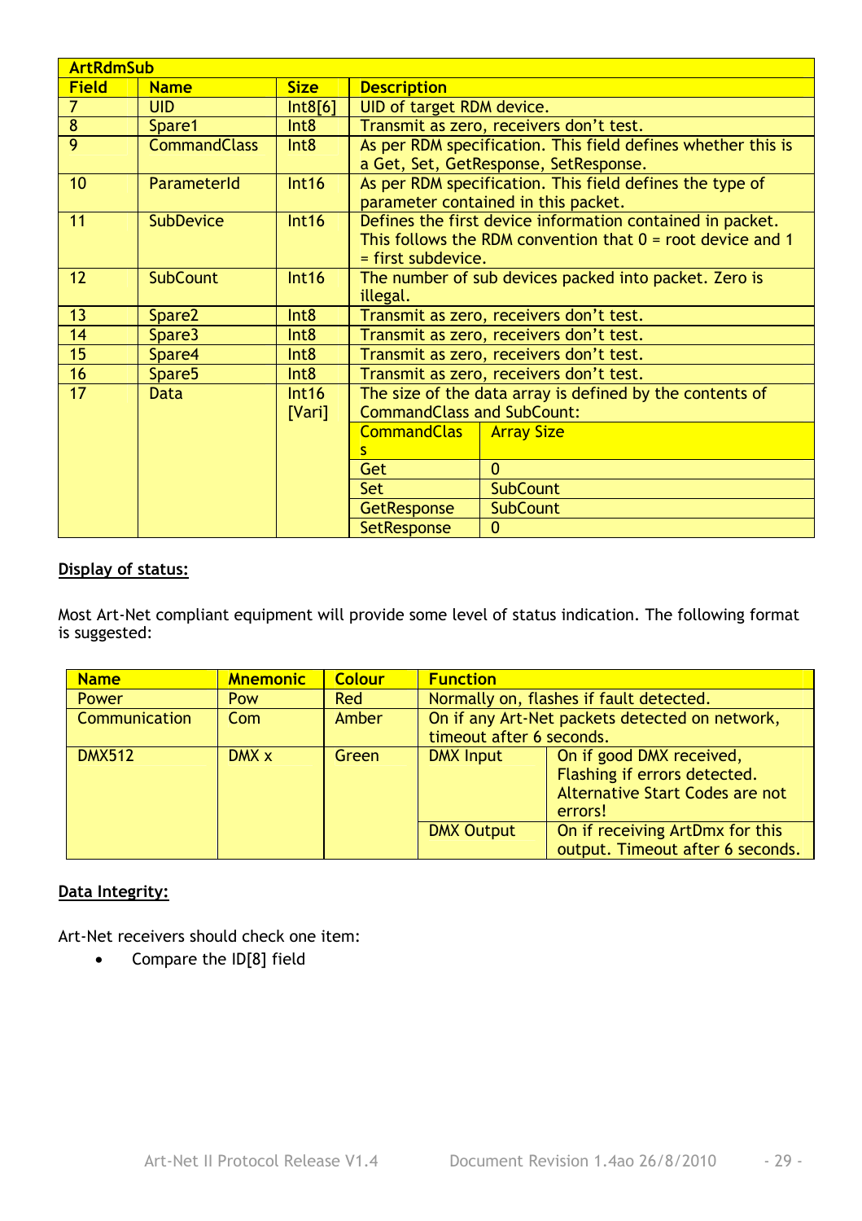| ArtRdmSub | | | | |
|---|---|---|---|---|
| **Field** | **Name** | **Size** | **Description** | |
| 7 | UID | Int8[6] | UID of target RDM device. | |
| 8 | Spare1 | Int8 | Transmit as zero, receivers don't test. | |
| 9 | CommandClass | Int8 | As per RDM specification. This field defines whether this is a Get, Set, GetResponse, SetResponse. | |
| 10 | ParameterId | Int16 | As per RDM specification. This field defines the type of parameter contained in this packet. | |
| 11 | SubDevice | Int16 | Defines the first device information contained in packet. This follows the RDM convention that 0 = root device and 1 = first subdevice. | |
| 12 | SubCount | Int16 | The number of sub devices packed into packet. Zero is illegal. | |
| 13 | Spare2 | Int8 | Transmit as zero, receivers don't test. | |
| 14 | Spare3 | Int8 | Transmit as zero, receivers don't test. | |
| 15 | Spare4 | Int8 | Transmit as zero, receivers don't test. | |
| 16 | Spare5 | Int8 | Transmit as zero, receivers don't test. | |
| 17 | Data | Int16 [Vari] | The size of the data array is defined by the contents of CommandClass and SubCount: | |
| | | | **CommandClass** | **Array Size** |
| | | | Get | 0 |
| | | | Set | SubCount |
| | | | GetResponse | SubCount |
| | | | SetResponse | 0 |

**Display of status:**

Most Art-Net compliant equipment will provide some level of status indication. The following format is suggested:

| Name | Mnemonic | Colour | Function | |
|---|---|---|---|---|
| Power | Pow | Red | Normally on, flashes if fault detected. | |
| Communication | Com | Amber | On if any Art-Net packets detected on network, timeout after 6 seconds. | |
| DMX512 | DMX x | Green | DMX Input | On if good DMX received, Flashing if errors detected. Alternative Start Codes are not errors! |
| | | | DMX Output | On if receiving ArtDmx for this output. Timeout after 6 seconds. |

**Data Integrity:**

Art-Net receivers should check one item:

- Compare the ID[8] field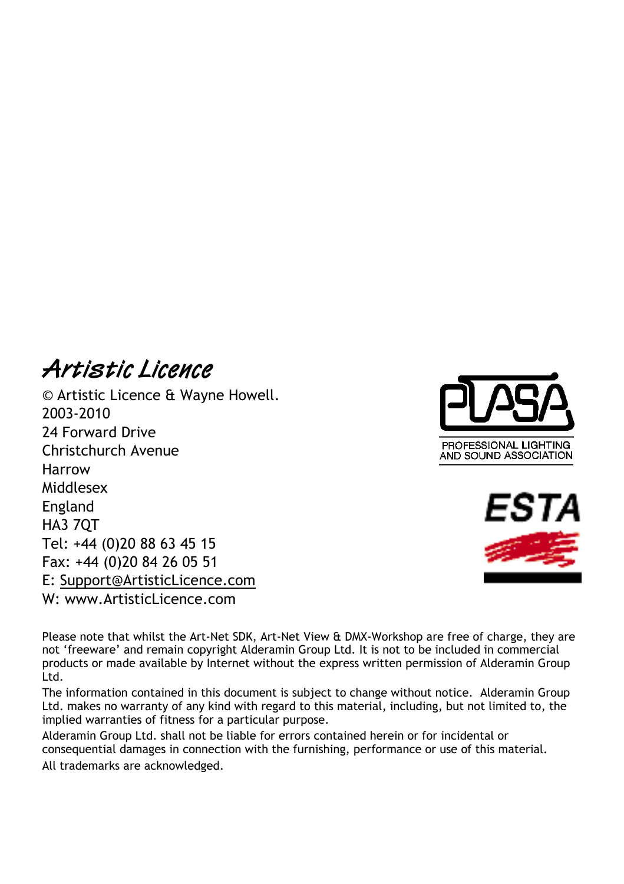Artistic Licence

© Artistic Licence & Wayne Howell.
2003-2010
24 Forward Drive
Christchurch Avenue
Harrow
Middlesex
England
HA3 7QT
Tel: +44 (0)20 88 63 45 15
Fax: +44 (0)20 84 26 05 51
E: Support@ArtisticLicence.com
W: www.ArtisticLicence.com

PROFESSIONAL LIGHTING AND SOUND ASSOCIATION

ESTA

Please note that whilst the Art-Net SDK, Art-Net View & DMX-Workshop are free of charge, they are not ‘freeware’ and remain copyright Alderamin Group Ltd. It is not to be included in commercial products or made available by Internet without the express written permission of Alderamin Group Ltd.

The information contained in this document is subject to change without notice. Alderamin Group Ltd. makes no warranty of any kind with regard to this material, including, but not limited to, the implied warranties of fitness for a particular purpose.

Alderamin Group Ltd. shall not be liable for errors contained herein or for incidental or consequential damages in connection with the furnishing, performance or use of this material.

All trademarks are acknowledged.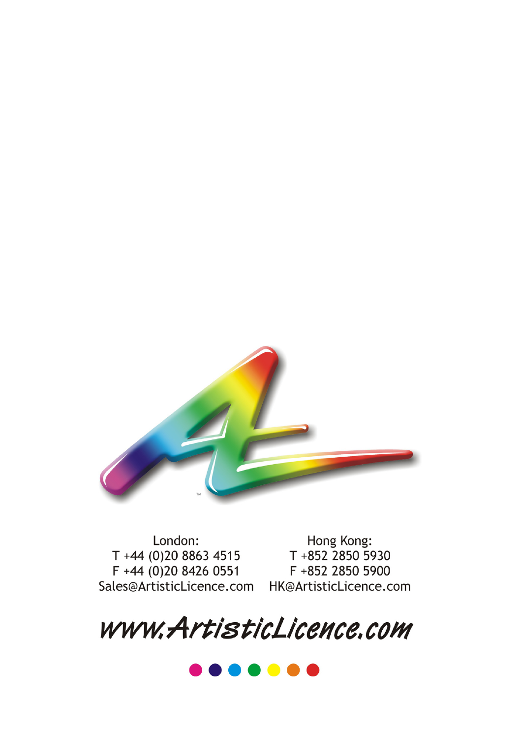London:
T +44 (0)20 8863 4515
F +44 (0)20 8426 0551
Sales@ArtisticLicence.com

Hong Kong:
T +852 2850 5930
F +852 2850 5900
HK@ArtisticLicence.com

www.ArtisticLicence.com